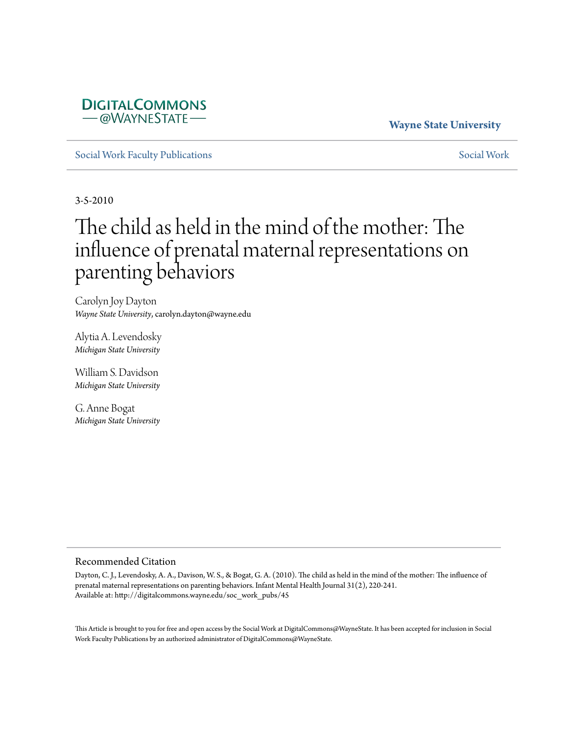DIGITALCOMMONS
— @WAYNESTATE —

**Wayne State University**

Social Work Faculty Publications | Social Work

3-5-2010

# The child as held in the mind of the mother: The influence of prenatal maternal representations on parenting behaviors

Carolyn Joy Dayton
*Wayne State University*, carolyn.dayton@wayne.edu

Alytia A. Levendosky
*Michigan State University*

William S. Davidson
*Michigan State University*

G. Anne Bogat
*Michigan State University*

## Recommended Citation

Dayton, C. J., Levendosky, A. A., Davison, W. S., & Bogat, G. A. (2010). The child as held in the mind of the mother: The influence of prenatal maternal representations on parenting behaviors. Infant Mental Health Journal 31(2), 220-241.
Available at: http://digitalcommons.wayne.edu/soc_work_pubs/45

This Article is brought to you for free and open access by the Social Work at DigitalCommons@WayneState. It has been accepted for inclusion in Social Work Faculty Publications by an authorized administrator of DigitalCommons@WayneState.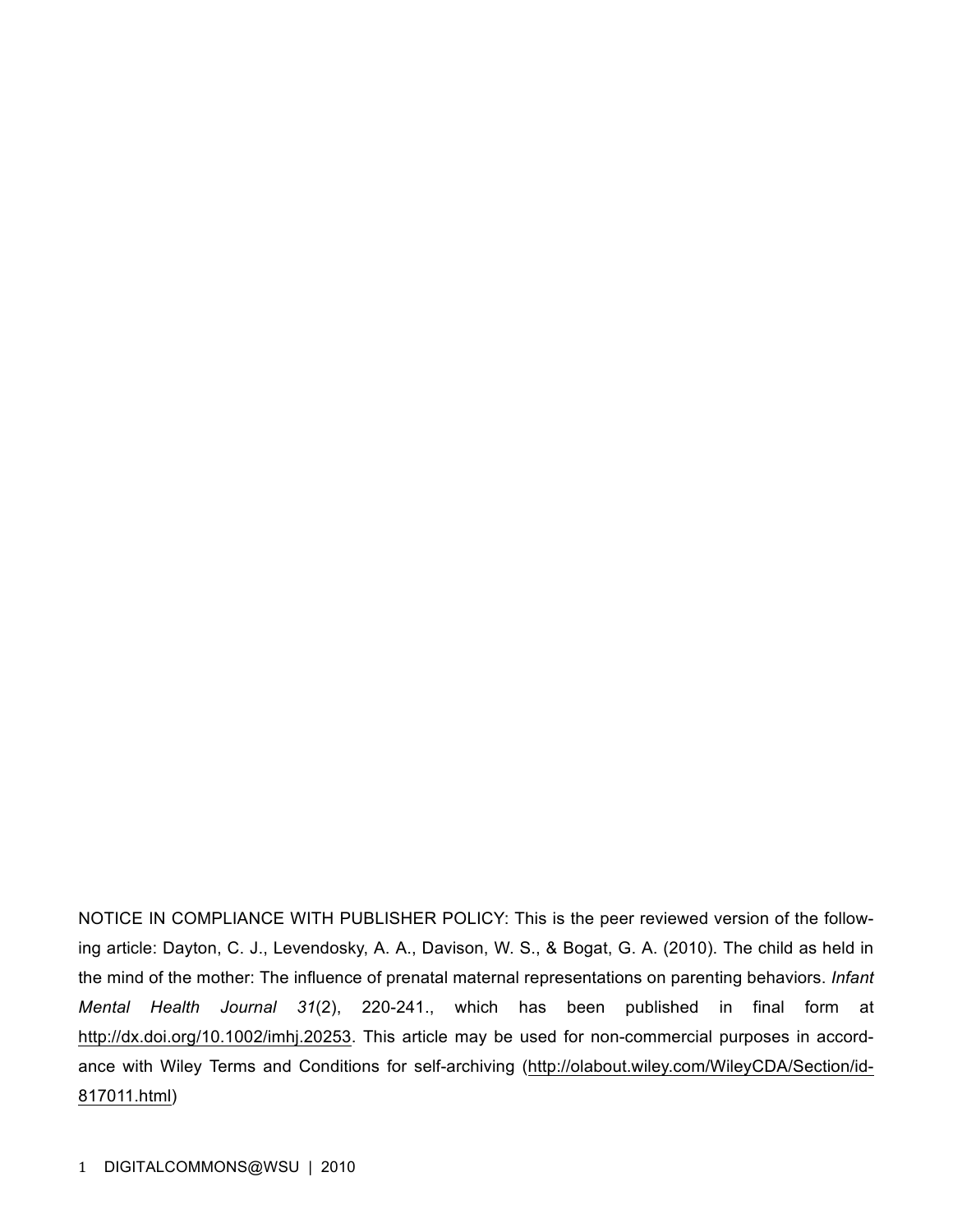NOTICE IN COMPLIANCE WITH PUBLISHER POLICY: This is the peer reviewed version of the following article: Dayton, C. J., Levendosky, A. A., Davison, W. S., & Bogat, G. A. (2010). The child as held in the mind of the mother: The influence of prenatal maternal representations on parenting behaviors. *Infant Mental Health Journal 31*(2), 220-241., which has been published in final form at http://dx.doi.org/10.1002/imhj.20253. This article may be used for non-commercial purposes in accordance with Wiley Terms and Conditions for self-archiving (http://olabout.wiley.com/WileyCDA/Section/id-817011.html)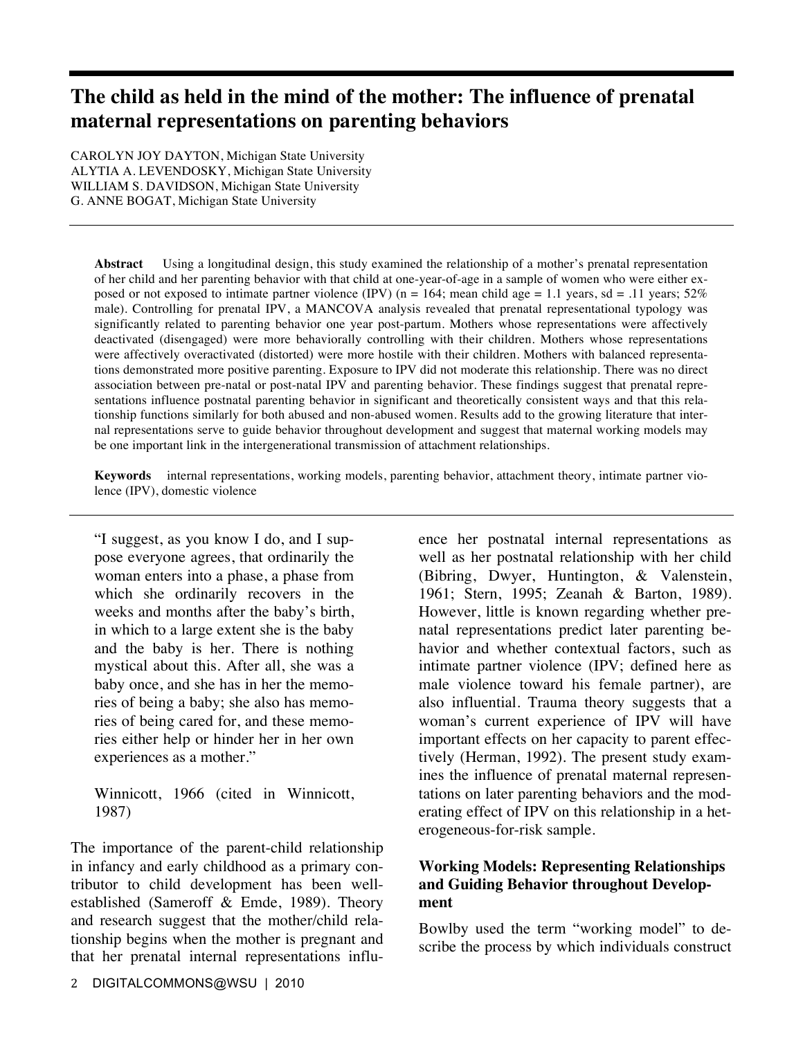# The child as held in the mind of the mother: The influence of prenatal maternal representations on parenting behaviors

CAROLYN JOY DAYTON, Michigan State University
ALYTIA A. LEVENDOSKY, Michigan State University
WILLIAM S. DAVIDSON, Michigan State University
G. ANNE BOGAT, Michigan State University

**Abstract** Using a longitudinal design, this study examined the relationship of a mother's prenatal representation of her child and her parenting behavior with that child at one-year-of-age in a sample of women who were either exposed or not exposed to intimate partner violence (IPV) (n = 164; mean child age = 1.1 years, sd = .11 years; 52% male). Controlling for prenatal IPV, a MANCOVA analysis revealed that prenatal representational typology was significantly related to parenting behavior one year post-partum. Mothers whose representations were affectively deactivated (disengaged) were more behaviorally controlling with their children. Mothers whose representations were affectively overactivated (distorted) were more hostile with their children. Mothers with balanced representations demonstrated more positive parenting. Exposure to IPV did not moderate this relationship. There was no direct association between pre-natal or post-natal IPV and parenting behavior. These findings suggest that prenatal representations influence postnatal parenting behavior in significant and theoretically consistent ways and that this relationship functions similarly for both abused and non-abused women. Results add to the growing literature that internal representations serve to guide behavior throughout development and suggest that maternal working models may be one important link in the intergenerational transmission of attachment relationships.

**Keywords** internal representations, working models, parenting behavior, attachment theory, intimate partner violence (IPV), domestic violence

> "I suggest, as you know I do, and I suppose everyone agrees, that ordinarily the woman enters into a phase, a phase from which she ordinarily recovers in the weeks and months after the baby's birth, in which to a large extent she is the baby and the baby is her. There is nothing mystical about this. After all, she was a baby once, and she has in her the memories of being a baby; she also has memories of being cared for, and these memories either help or hinder her in her own experiences as a mother."
>
> Winnicott, 1966 (cited in Winnicott, 1987)

The importance of the parent-child relationship in infancy and early childhood as a primary contributor to child development has been well-established (Sameroff & Emde, 1989). Theory and research suggest that the mother/child relationship begins when the mother is pregnant and that her prenatal internal representations influence her postnatal internal representations as well as her postnatal relationship with her child (Bibring, Dwyer, Huntington, & Valenstein, 1961; Stern, 1995; Zeanah & Barton, 1989). However, little is known regarding whether prenatal representations predict later parenting behavior and whether contextual factors, such as intimate partner violence (IPV; defined here as male violence toward his female partner), are also influential. Trauma theory suggests that a woman's current experience of IPV will have important effects on her capacity to parent effectively (Herman, 1992). The present study examines the influence of prenatal maternal representations on later parenting behaviors and the moderating effect of IPV on this relationship in a heterogeneous-for-risk sample.

## Working Models: Representing Relationships and Guiding Behavior throughout Development

Bowlby used the term "working model" to describe the process by which individuals construct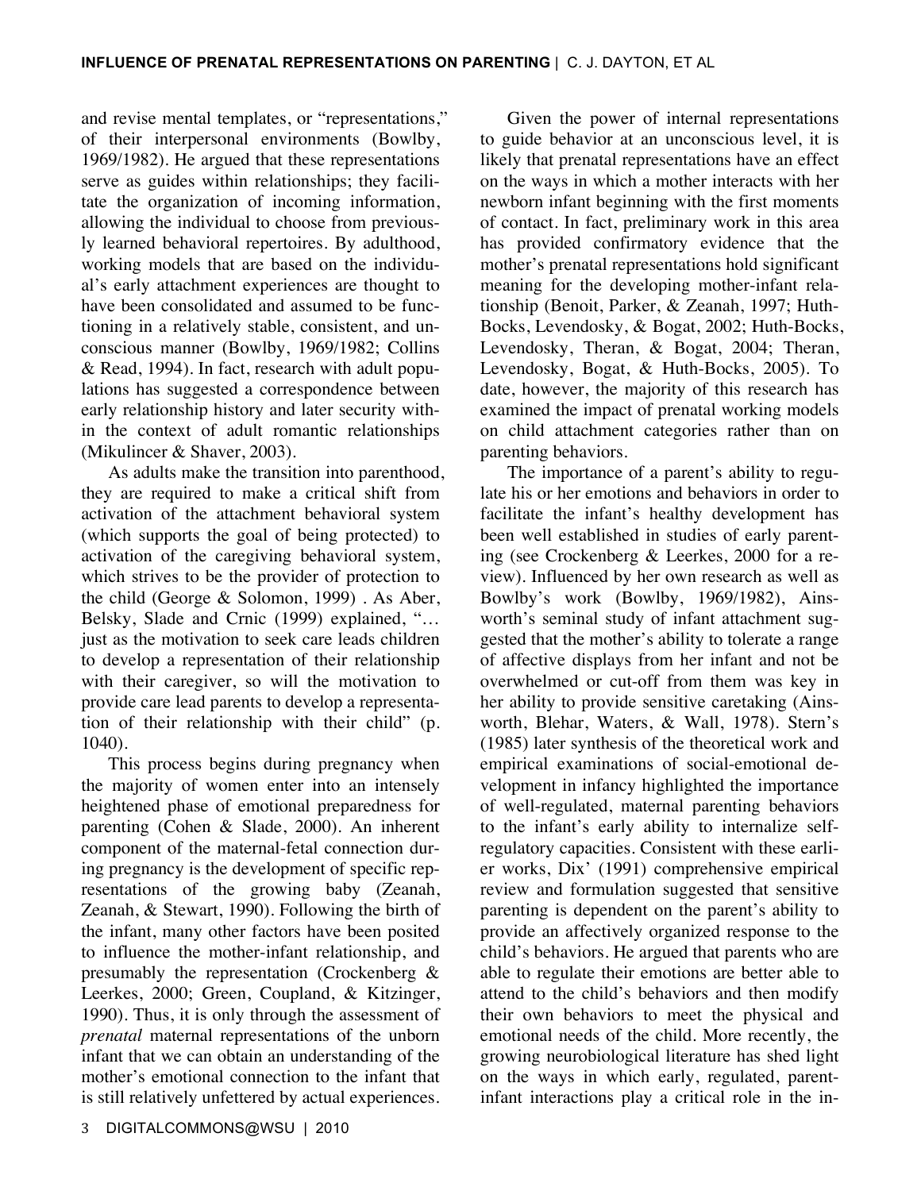and revise mental templates, or "representations," of their interpersonal environments (Bowlby, 1969/1982). He argued that these representations serve as guides within relationships; they facilitate the organization of incoming information, allowing the individual to choose from previously learned behavioral repertoires. By adulthood, working models that are based on the individual's early attachment experiences are thought to have been consolidated and assumed to be functioning in a relatively stable, consistent, and unconscious manner (Bowlby, 1969/1982; Collins & Read, 1994). In fact, research with adult populations has suggested a correspondence between early relationship history and later security within the context of adult romantic relationships (Mikulincer & Shaver, 2003).

As adults make the transition into parenthood, they are required to make a critical shift from activation of the attachment behavioral system (which supports the goal of being protected) to activation of the caregiving behavioral system, which strives to be the provider of protection to the child (George & Solomon, 1999) . As Aber, Belsky, Slade and Crnic (1999) explained, "… just as the motivation to seek care leads children to develop a representation of their relationship with their caregiver, so will the motivation to provide care lead parents to develop a representation of their relationship with their child" (p. 1040).

This process begins during pregnancy when the majority of women enter into an intensely heightened phase of emotional preparedness for parenting (Cohen & Slade, 2000). An inherent component of the maternal-fetal connection during pregnancy is the development of specific representations of the growing baby (Zeanah, Zeanah, & Stewart, 1990). Following the birth of the infant, many other factors have been posited to influence the mother-infant relationship, and presumably the representation (Crockenberg & Leerkes, 2000; Green, Coupland, & Kitzinger, 1990). Thus, it is only through the assessment of *prenatal* maternal representations of the unborn infant that we can obtain an understanding of the mother's emotional connection to the infant that is still relatively unfettered by actual experiences.

Given the power of internal representations to guide behavior at an unconscious level, it is likely that prenatal representations have an effect on the ways in which a mother interacts with her newborn infant beginning with the first moments of contact. In fact, preliminary work in this area has provided confirmatory evidence that the mother's prenatal representations hold significant meaning for the developing mother-infant relationship (Benoit, Parker, & Zeanah, 1997; Huth-Bocks, Levendosky, & Bogat, 2002; Huth-Bocks, Levendosky, Theran, & Bogat, 2004; Theran, Levendosky, Bogat, & Huth-Bocks, 2005). To date, however, the majority of this research has examined the impact of prenatal working models on child attachment categories rather than on parenting behaviors.

The importance of a parent's ability to regulate his or her emotions and behaviors in order to facilitate the infant's healthy development has been well established in studies of early parenting (see Crockenberg & Leerkes, 2000 for a review). Influenced by her own research as well as Bowlby's work (Bowlby, 1969/1982), Ainsworth's seminal study of infant attachment suggested that the mother's ability to tolerate a range of affective displays from her infant and not be overwhelmed or cut-off from them was key in her ability to provide sensitive caretaking (Ainsworth, Blehar, Waters, & Wall, 1978). Stern's (1985) later synthesis of the theoretical work and empirical examinations of social-emotional development in infancy highlighted the importance of well-regulated, maternal parenting behaviors to the infant's early ability to internalize self-regulatory capacities. Consistent with these earlier works, Dix' (1991) comprehensive empirical review and formulation suggested that sensitive parenting is dependent on the parent's ability to provide an affectively organized response to the child's behaviors. He argued that parents who are able to regulate their emotions are better able to attend to the child's behaviors and then modify their own behaviors to meet the physical and emotional needs of the child. More recently, the growing neurobiological literature has shed light on the ways in which early, regulated, parent-infant interactions play a critical role in the in-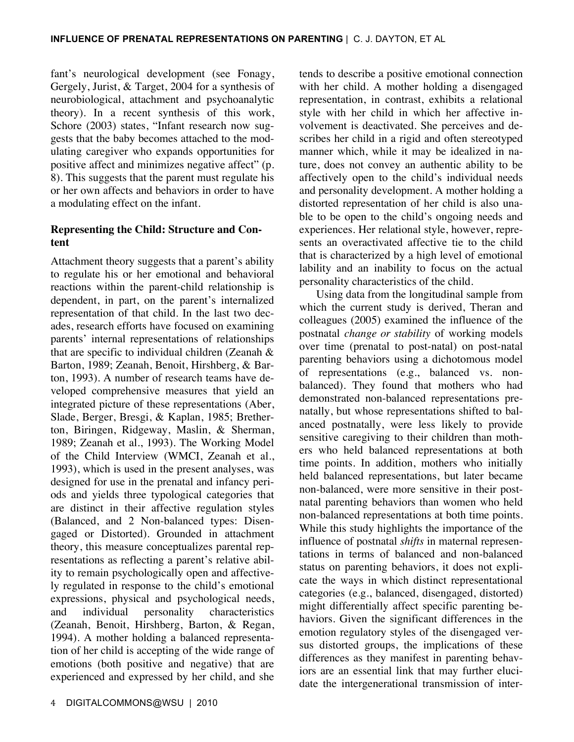fant's neurological development (see Fonagy, Gergely, Jurist, & Target, 2004 for a synthesis of neurobiological, attachment and psychoanalytic theory). In a recent synthesis of this work, Schore (2003) states, "Infant research now suggests that the baby becomes attached to the modulating caregiver who expands opportunities for positive affect and minimizes negative affect" (p. 8). This suggests that the parent must regulate his or her own affects and behaviors in order to have a modulating effect on the infant.

**Representing the Child: Structure and Content**

Attachment theory suggests that a parent's ability to regulate his or her emotional and behavioral reactions within the parent-child relationship is dependent, in part, on the parent's internalized representation of that child. In the last two decades, research efforts have focused on examining parents' internal representations of relationships that are specific to individual children (Zeanah & Barton, 1989; Zeanah, Benoit, Hirshberg, & Barton, 1993). A number of research teams have developed comprehensive measures that yield an integrated picture of these representations (Aber, Slade, Berger, Bresgi, & Kaplan, 1985; Bretherton, Biringen, Ridgeway, Maslin, & Sherman, 1989; Zeanah et al., 1993). The Working Model of the Child Interview (WMCI, Zeanah et al., 1993), which is used in the present analyses, was designed for use in the prenatal and infancy periods and yields three typological categories that are distinct in their affective regulation styles (Balanced, and 2 Non-balanced types: Disengaged or Distorted). Grounded in attachment theory, this measure conceptualizes parental representations as reflecting a parent's relative ability to remain psychologically open and affectively regulated in response to the child's emotional expressions, physical and psychological needs, and individual personality characteristics (Zeanah, Benoit, Hirshberg, Barton, & Regan, 1994). A mother holding a balanced representation of her child is accepting of the wide range of emotions (both positive and negative) that are experienced and expressed by her child, and she tends to describe a positive emotional connection with her child. A mother holding a disengaged representation, in contrast, exhibits a relational style with her child in which her affective involvement is deactivated. She perceives and describes her child in a rigid and often stereotyped manner which, while it may be idealized in nature, does not convey an authentic ability to be affectively open to the child's individual needs and personality development. A mother holding a distorted representation of her child is also unable to be open to the child's ongoing needs and experiences. Her relational style, however, represents an overactivated affective tie to the child that is characterized by a high level of emotional lability and an inability to focus on the actual personality characteristics of the child.

Using data from the longitudinal sample from which the current study is derived, Theran and colleagues (2005) examined the influence of the postnatal *change or stability* of working models over time (prenatal to post-natal) on post-natal parenting behaviors using a dichotomous model of representations (e.g., balanced vs. non-balanced). They found that mothers who had demonstrated non-balanced representations prenatally, but whose representations shifted to balanced postnatally, were less likely to provide sensitive caregiving to their children than mothers who held balanced representations at both time points. In addition, mothers who initially held balanced representations, but later became non-balanced, were more sensitive in their postnatal parenting behaviors than women who held non-balanced representations at both time points. While this study highlights the importance of the influence of postnatal *shifts* in maternal representations in terms of balanced and non-balanced status on parenting behaviors, it does not explicate the ways in which distinct representational categories (e.g., balanced, disengaged, distorted) might differentially affect specific parenting behaviors. Given the significant differences in the emotion regulatory styles of the disengaged versus distorted groups, the implications of these differences as they manifest in parenting behaviors are an essential link that may further elucidate the intergenerational transmission of inter-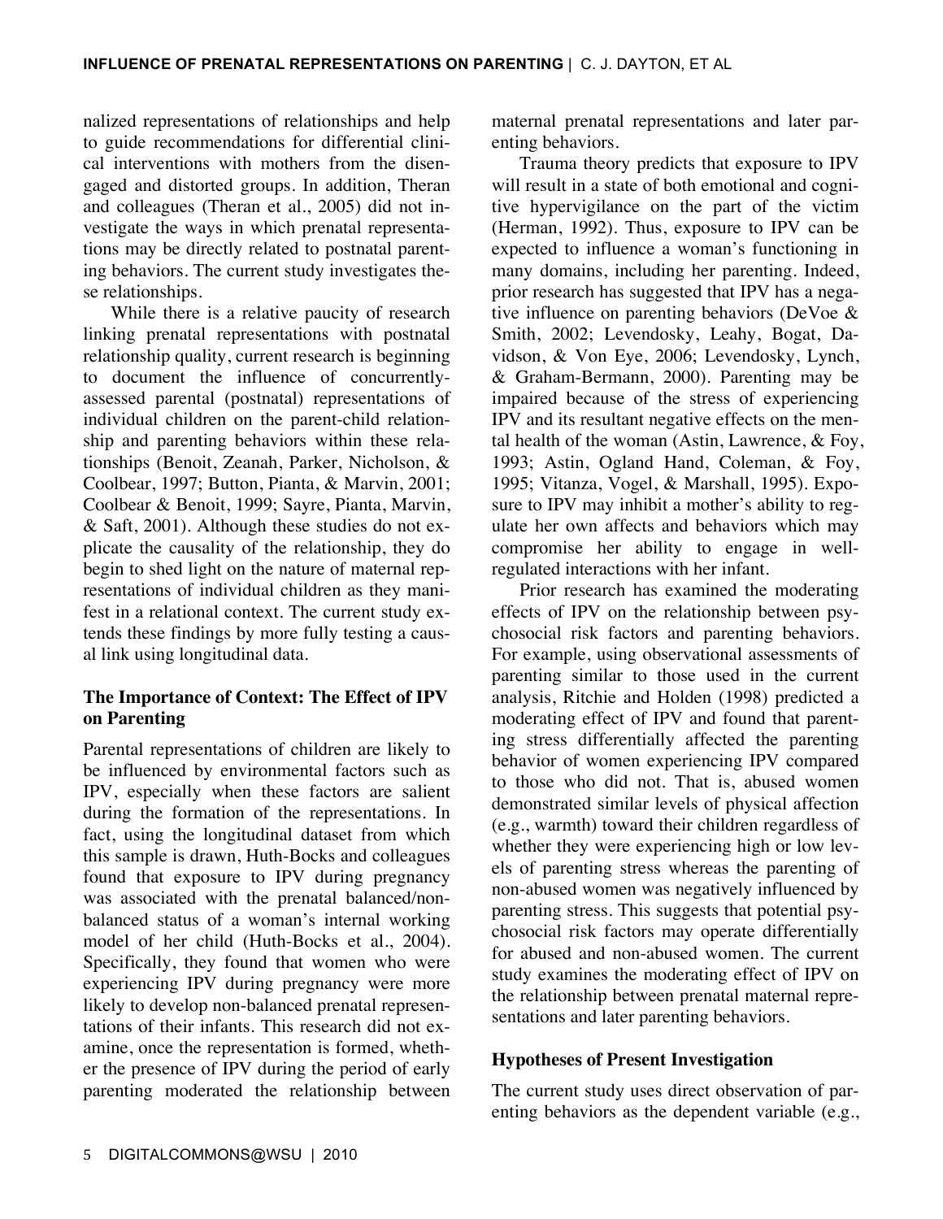nalized representations of relationships and help to guide recommendations for differential clinical interventions with mothers from the disengaged and distorted groups. In addition, Theran and colleagues (Theran et al., 2005) did not investigate the ways in which prenatal representations may be directly related to postnatal parenting behaviors. The current study investigates these relationships.

While there is a relative paucity of research linking prenatal representations with postnatal relationship quality, current research is beginning to document the influence of concurrently-assessed parental (postnatal) representations of individual children on the parent-child relationship and parenting behaviors within these relationships (Benoit, Zeanah, Parker, Nicholson, & Coolbear, 1997; Button, Pianta, & Marvin, 2001; Coolbear & Benoit, 1999; Sayre, Pianta, Marvin, & Saft, 2001). Although these studies do not explicate the causality of the relationship, they do begin to shed light on the nature of maternal representations of individual children as they manifest in a relational context. The current study extends these findings by more fully testing a causal link using longitudinal data.

### The Importance of Context: The Effect of IPV on Parenting

Parental representations of children are likely to be influenced by environmental factors such as IPV, especially when these factors are salient during the formation of the representations. In fact, using the longitudinal dataset from which this sample is drawn, Huth-Bocks and colleagues found that exposure to IPV during pregnancy was associated with the prenatal balanced/non-balanced status of a woman's internal working model of her child (Huth-Bocks et al., 2004). Specifically, they found that women who were experiencing IPV during pregnancy were more likely to develop non-balanced prenatal representations of their infants. This research did not examine, once the representation is formed, whether the presence of IPV during the period of early parenting moderated the relationship between maternal prenatal representations and later parenting behaviors.

Trauma theory predicts that exposure to IPV will result in a state of both emotional and cognitive hypervigilance on the part of the victim (Herman, 1992). Thus, exposure to IPV can be expected to influence a woman's functioning in many domains, including her parenting. Indeed, prior research has suggested that IPV has a negative influence on parenting behaviors (DeVoe & Smith, 2002; Levendosky, Leahy, Bogat, Davidson, & Von Eye, 2006; Levendosky, Lynch, & Graham-Bermann, 2000). Parenting may be impaired because of the stress of experiencing IPV and its resultant negative effects on the mental health of the woman (Astin, Lawrence, & Foy, 1993; Astin, Ogland Hand, Coleman, & Foy, 1995; Vitanza, Vogel, & Marshall, 1995). Exposure to IPV may inhibit a mother's ability to regulate her own affects and behaviors which may compromise her ability to engage in well-regulated interactions with her infant.

Prior research has examined the moderating effects of IPV on the relationship between psychosocial risk factors and parenting behaviors. For example, using observational assessments of parenting similar to those used in the current analysis, Ritchie and Holden (1998) predicted a moderating effect of IPV and found that parenting stress differentially affected the parenting behavior of women experiencing IPV compared to those who did not. That is, abused women demonstrated similar levels of physical affection (e.g., warmth) toward their children regardless of whether they were experiencing high or low levels of parenting stress whereas the parenting of non-abused women was negatively influenced by parenting stress. This suggests that potential psychosocial risk factors may operate differentially for abused and non-abused women. The current study examines the moderating effect of IPV on the relationship between prenatal maternal representations and later parenting behaviors.

### Hypotheses of Present Investigation

The current study uses direct observation of parenting behaviors as the dependent variable (e.g.,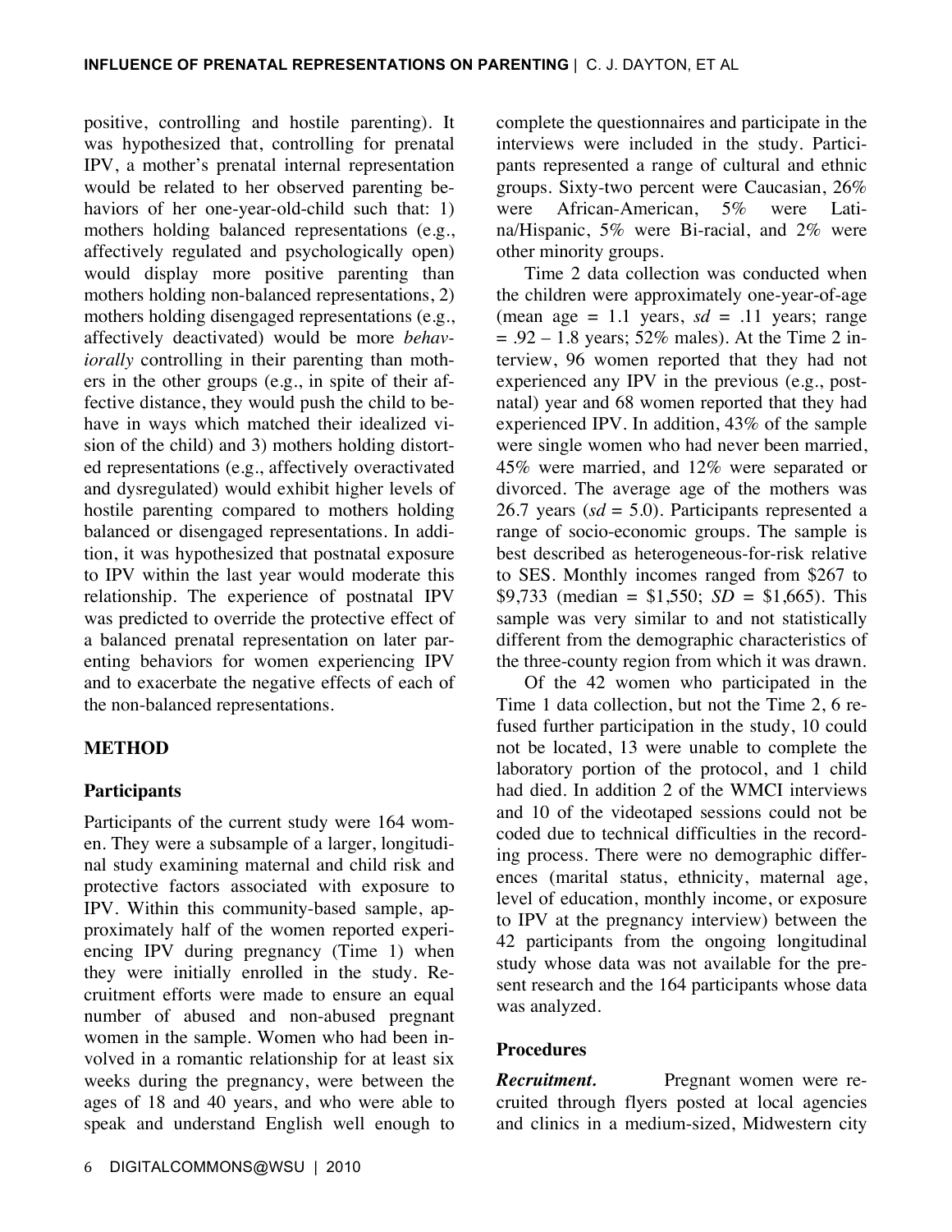positive, controlling and hostile parenting). It was hypothesized that, controlling for prenatal IPV, a mother's prenatal internal representation would be related to her observed parenting behaviors of her one-year-old-child such that: 1) mothers holding balanced representations (e.g., affectively regulated and psychologically open) would display more positive parenting than mothers holding non-balanced representations, 2) mothers holding disengaged representations (e.g., affectively deactivated) would be more *behaviorally* controlling in their parenting than mothers in the other groups (e.g., in spite of their affective distance, they would push the child to behave in ways which matched their idealized vision of the child) and 3) mothers holding distorted representations (e.g., affectively overactivated and dysregulated) would exhibit higher levels of hostile parenting compared to mothers holding balanced or disengaged representations. In addition, it was hypothesized that postnatal exposure to IPV within the last year would moderate this relationship. The experience of postnatal IPV was predicted to override the protective effect of a balanced prenatal representation on later parenting behaviors for women experiencing IPV and to exacerbate the negative effects of each of the non-balanced representations.

## METHOD

### Participants

Participants of the current study were 164 women. They were a subsample of a larger, longitudinal study examining maternal and child risk and protective factors associated with exposure to IPV. Within this community-based sample, approximately half of the women reported experiencing IPV during pregnancy (Time 1) when they were initially enrolled in the study. Recruitment efforts were made to ensure an equal number of abused and non-abused pregnant women in the sample. Women who had been involved in a romantic relationship for at least six weeks during the pregnancy, were between the ages of 18 and 40 years, and who were able to speak and understand English well enough to complete the questionnaires and participate in the interviews were included in the study. Participants represented a range of cultural and ethnic groups. Sixty-two percent were Caucasian, 26% were African-American, 5% were Latina/Hispanic, 5% were Bi-racial, and 2% were other minority groups.

Time 2 data collection was conducted when the children were approximately one-year-of-age (mean age = 1.1 years, *sd* = .11 years; range = .92 – 1.8 years; 52% males). At the Time 2 interview, 96 women reported that they had not experienced any IPV in the previous (e.g., postnatal) year and 68 women reported that they had experienced IPV. In addition, 43% of the sample were single women who had never been married, 45% were married, and 12% were separated or divorced. The average age of the mothers was 26.7 years (*sd* = 5.0). Participants represented a range of socio-economic groups. The sample is best described as heterogeneous-for-risk relative to SES. Monthly incomes ranged from $267 to $9,733 (median = $1,550; *SD* = $1,665). This sample was very similar to and not statistically different from the demographic characteristics of the three-county region from which it was drawn.

Of the 42 women who participated in the Time 1 data collection, but not the Time 2, 6 refused further participation in the study, 10 could not be located, 13 were unable to complete the laboratory portion of the protocol, and 1 child had died. In addition 2 of the WMCI interviews and 10 of the videotaped sessions could not be coded due to technical difficulties in the recording process. There were no demographic differences (marital status, ethnicity, maternal age, level of education, monthly income, or exposure to IPV at the pregnancy interview) between the 42 participants from the ongoing longitudinal study whose data was not available for the present research and the 164 participants whose data was analyzed.

### Procedures

***Recruitment.*** Pregnant women were recruited through flyers posted at local agencies and clinics in a medium-sized, Midwestern city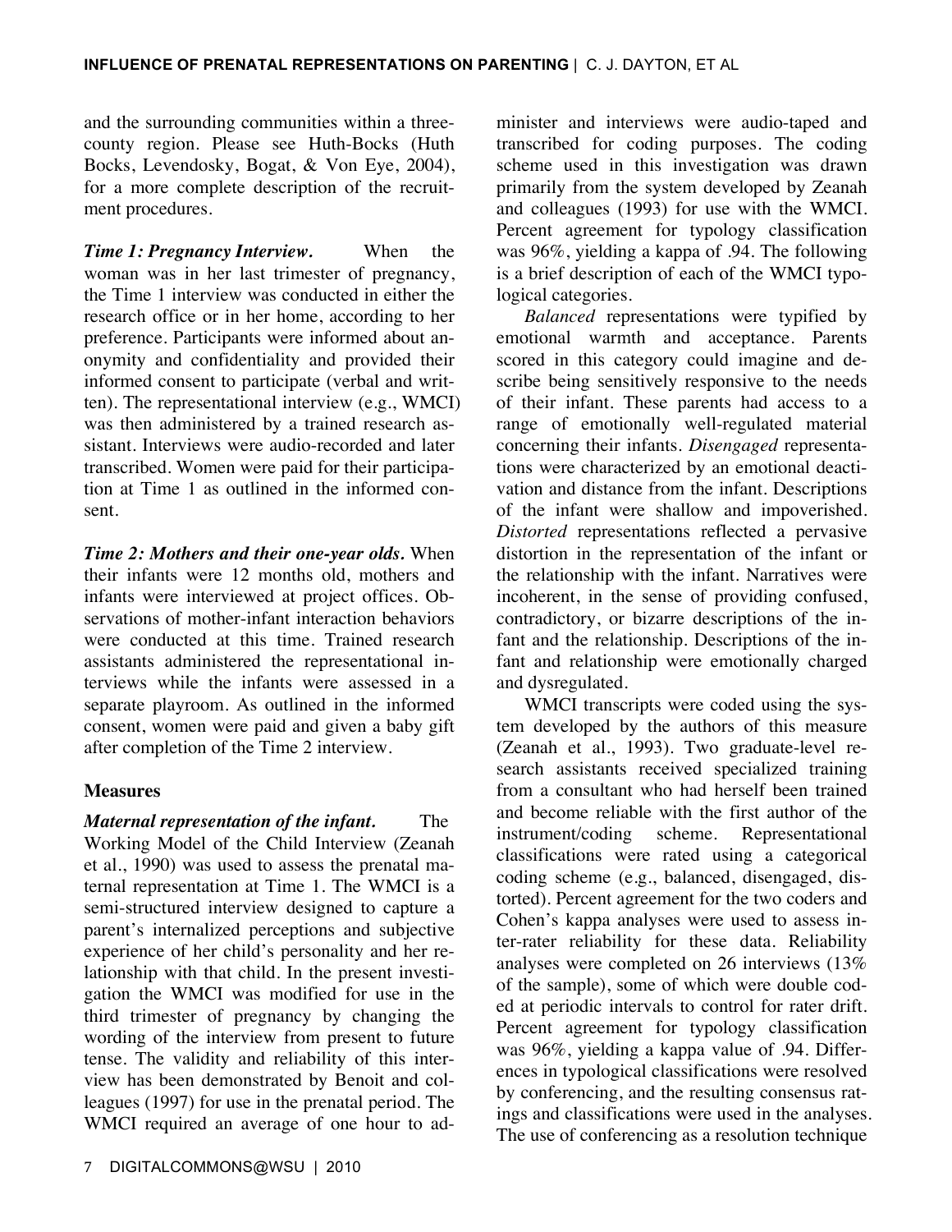and the surrounding communities within a three-county region. Please see Huth-Bocks (Huth Bocks, Levendosky, Bogat, & Von Eye, 2004), for a more complete description of the recruitment procedures.

***Time 1: Pregnancy Interview.*** When the woman was in her last trimester of pregnancy, the Time 1 interview was conducted in either the research office or in her home, according to her preference. Participants were informed about anonymity and confidentiality and provided their informed consent to participate (verbal and written). The representational interview (e.g., WMCI) was then administered by a trained research assistant. Interviews were audio-recorded and later transcribed. Women were paid for their participation at Time 1 as outlined in the informed consent.

***Time 2: Mothers and their one-year olds.*** When their infants were 12 months old, mothers and infants were interviewed at project offices. Observations of mother-infant interaction behaviors were conducted at this time. Trained research assistants administered the representational interviews while the infants were assessed in a separate playroom. As outlined in the informed consent, women were paid and given a baby gift after completion of the Time 2 interview.

## Measures

***Maternal representation of the infant.*** The Working Model of the Child Interview (Zeanah et al., 1990) was used to assess the prenatal maternal representation at Time 1. The WMCI is a semi-structured interview designed to capture a parent's internalized perceptions and subjective experience of her child's personality and her relationship with that child. In the present investigation the WMCI was modified for use in the third trimester of pregnancy by changing the wording of the interview from present to future tense. The validity and reliability of this interview has been demonstrated by Benoit and colleagues (1997) for use in the prenatal period. The WMCI required an average of one hour to administer and interviews were audio-taped and transcribed for coding purposes. The coding scheme used in this investigation was drawn primarily from the system developed by Zeanah and colleagues (1993) for use with the WMCI. Percent agreement for typology classification was 96%, yielding a kappa of .94. The following is a brief description of each of the WMCI typological categories.

*Balanced* representations were typified by emotional warmth and acceptance. Parents scored in this category could imagine and describe being sensitively responsive to the needs of their infant. These parents had access to a range of emotionally well-regulated material concerning their infants. *Disengaged* representations were characterized by an emotional deactivation and distance from the infant. Descriptions of the infant were shallow and impoverished. *Distorted* representations reflected a pervasive distortion in the representation of the infant or the relationship with the infant. Narratives were incoherent, in the sense of providing confused, contradictory, or bizarre descriptions of the infant and the relationship. Descriptions of the infant and relationship were emotionally charged and dysregulated.

WMCI transcripts were coded using the system developed by the authors of this measure (Zeanah et al., 1993). Two graduate-level research assistants received specialized training from a consultant who had herself been trained and become reliable with the first author of the instrument/coding scheme. Representational classifications were rated using a categorical coding scheme (e.g., balanced, disengaged, distorted). Percent agreement for the two coders and Cohen's kappa analyses were used to assess inter-rater reliability for these data. Reliability analyses were completed on 26 interviews (13% of the sample), some of which were double coded at periodic intervals to control for rater drift. Percent agreement for typology classification was 96%, yielding a kappa value of .94. Differences in typological classifications were resolved by conferencing, and the resulting consensus ratings and classifications were used in the analyses. The use of conferencing as a resolution technique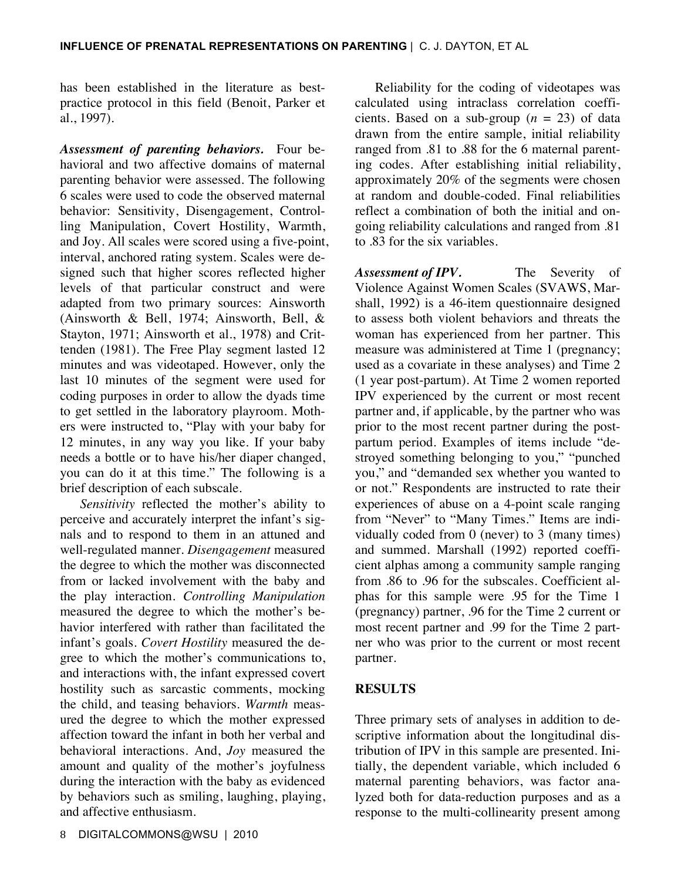has been established in the literature as best-practice protocol in this field (Benoit, Parker et al., 1997).

***Assessment of parenting behaviors.*** Four behavioral and two affective domains of maternal parenting behavior were assessed. The following 6 scales were used to code the observed maternal behavior: Sensitivity, Disengagement, Controlling Manipulation, Covert Hostility, Warmth, and Joy. All scales were scored using a five-point, interval, anchored rating system. Scales were designed such that higher scores reflected higher levels of that particular construct and were adapted from two primary sources: Ainsworth (Ainsworth & Bell, 1974; Ainsworth, Bell, & Stayton, 1971; Ainsworth et al., 1978) and Crittenden (1981). The Free Play segment lasted 12 minutes and was videotaped. However, only the last 10 minutes of the segment were used for coding purposes in order to allow the dyads time to get settled in the laboratory playroom. Mothers were instructed to, "Play with your baby for 12 minutes, in any way you like. If your baby needs a bottle or to have his/her diaper changed, you can do it at this time." The following is a brief description of each subscale.

*Sensitivity* reflected the mother's ability to perceive and accurately interpret the infant's signals and to respond to them in an attuned and well-regulated manner. *Disengagement* measured the degree to which the mother was disconnected from or lacked involvement with the baby and the play interaction. *Controlling Manipulation* measured the degree to which the mother's behavior interfered with rather than facilitated the infant's goals. *Covert Hostility* measured the degree to which the mother's communications to, and interactions with, the infant expressed covert hostility such as sarcastic comments, mocking the child, and teasing behaviors. *Warmth* measured the degree to which the mother expressed affection toward the infant in both her verbal and behavioral interactions. And, *Joy* measured the amount and quality of the mother's joyfulness during the interaction with the baby as evidenced by behaviors such as smiling, laughing, playing, and affective enthusiasm.

Reliability for the coding of videotapes was calculated using intraclass correlation coefficients. Based on a sub-group ($n$ = 23) of data drawn from the entire sample, initial reliability ranged from .81 to .88 for the 6 maternal parenting codes. After establishing initial reliability, approximately 20% of the segments were chosen at random and double-coded. Final reliabilities reflect a combination of both the initial and ongoing reliability calculations and ranged from .81 to .83 for the six variables.

***Assessment of IPV.*** The Severity of Violence Against Women Scales (SVAWS, Marshall, 1992) is a 46-item questionnaire designed to assess both violent behaviors and threats the woman has experienced from her partner. This measure was administered at Time 1 (pregnancy; used as a covariate in these analyses) and Time 2 (1 year post-partum). At Time 2 women reported IPV experienced by the current or most recent partner and, if applicable, by the partner who was prior to the most recent partner during the post-partum period. Examples of items include "destroyed something belonging to you," "punched you," and "demanded sex whether you wanted to or not." Respondents are instructed to rate their experiences of abuse on a 4-point scale ranging from "Never" to "Many Times." Items are individually coded from 0 (never) to 3 (many times) and summed. Marshall (1992) reported coefficient alphas among a community sample ranging from .86 to .96 for the subscales. Coefficient alphas for this sample were .95 for the Time 1 (pregnancy) partner, .96 for the Time 2 current or most recent partner and .99 for the Time 2 partner who was prior to the current or most recent partner.

## RESULTS

Three primary sets of analyses in addition to descriptive information about the longitudinal distribution of IPV in this sample are presented. Initially, the dependent variable, which included 6 maternal parenting behaviors, was factor analyzed both for data-reduction purposes and as a response to the multi-collinearity present among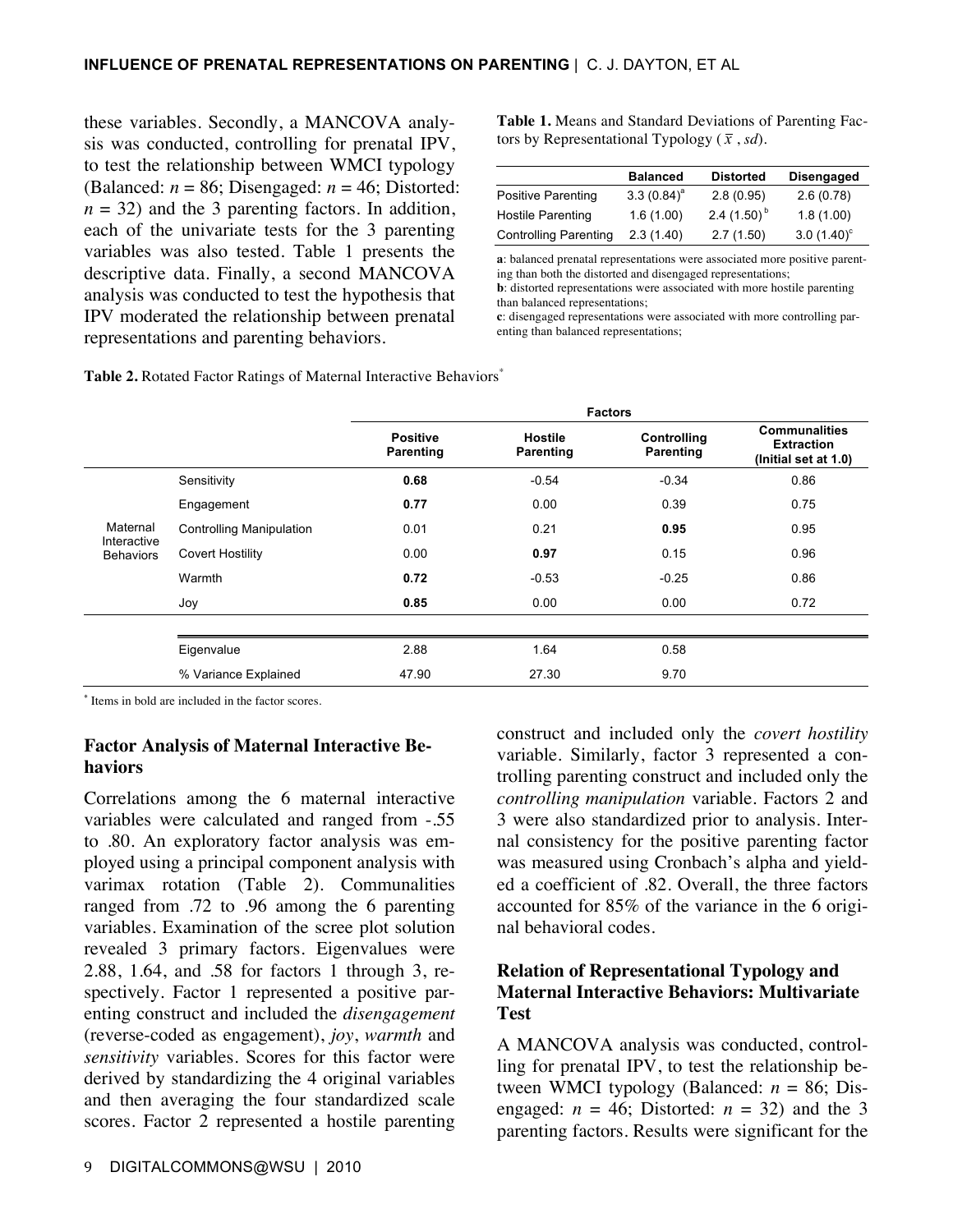these variables. Secondly, a MANCOVA analysis was conducted, controlling for prenatal IPV, to test the relationship between WMCI typology (Balanced: $n = 86$; Disengaged: $n = 46$; Distorted: $n = 32$) and the 3 parenting factors. In addition, each of the univariate tests for the 3 parenting variables was also tested. Table 1 presents the descriptive data. Finally, a second MANCOVA analysis was conducted to test the hypothesis that IPV moderated the relationship between prenatal representations and parenting behaviors.

**Table 1.** Means and Standard Deviations of Parenting Factors by Representational Typology ($\bar{x}$ , *sd*).

| | Balanced | Distorted | Disengaged |
|---|---|---|---|
| Positive Parenting | 3.3 (0.84)[a] | 2.8 (0.95) | 2.6 (0.78) |
| Hostile Parenting | 1.6 (1.00) | 2.4 (1.50)[b] | 1.8 (1.00) |
| Controlling Parenting | 2.3 (1.40) | 2.7 (1.50) | 3.0 (1.40)[c] |

**a**: balanced prenatal representations were associated more positive parenting than both the distorted and disengaged representations;
**b**: distorted representations were associated with more hostile parenting than balanced representations;
**c**: disengaged representations were associated with more controlling parenting than balanced representations;

**Table 2.** Rotated Factor Ratings of Maternal Interactive Behaviors*

| | | Factors | | | |
|---|---|---|---|---|---|
| | | Positive Parenting | Hostile Parenting | Controlling Parenting | Communalities Extraction (Initial set at 1.0) |
| Maternal Interactive Behaviors | Sensitivity | **0.68** | -0.54 | -0.34 | 0.86 |
| | Engagement | **0.77** | 0.00 | 0.39 | 0.75 |
| | Controlling Manipulation | 0.01 | 0.21 | **0.95** | 0.95 |
| | Covert Hostility | 0.00 | **0.97** | 0.15 | 0.96 |
| | Warmth | **0.72** | -0.53 | -0.25 | 0.86 |
| | Joy | **0.85** | 0.00 | 0.00 | 0.72 |
| | Eigenvalue | 2.88 | 1.64 | 0.58 | |
| | % Variance Explained | 47.90 | 27.30 | 9.70 | |

* Items in bold are included in the factor scores.

### Factor Analysis of Maternal Interactive Behaviors

Correlations among the 6 maternal interactive variables were calculated and ranged from -.55 to .80. An exploratory factor analysis was employed using a principal component analysis with varimax rotation (Table 2). Communalities ranged from .72 to .96 among the 6 parenting variables. Examination of the scree plot solution revealed 3 primary factors. Eigenvalues were 2.88, 1.64, and .58 for factors 1 through 3, respectively. Factor 1 represented a positive parenting construct and included the *disengagement* (reverse-coded as engagement), *joy*, *warmth* and *sensitivity* variables. Scores for this factor were derived by standardizing the 4 original variables and then averaging the four standardized scale scores. Factor 2 represented a hostile parenting construct and included only the *covert hostility* variable. Similarly, factor 3 represented a controlling parenting construct and included only the *controlling manipulation* variable. Factors 2 and 3 were also standardized prior to analysis. Internal consistency for the positive parenting factor was measured using Cronbach's alpha and yielded a coefficient of .82. Overall, the three factors accounted for 85% of the variance in the 6 original behavioral codes.

### Relation of Representational Typology and Maternal Interactive Behaviors: Multivariate Test

A MANCOVA analysis was conducted, controlling for prenatal IPV, to test the relationship between WMCI typology (Balanced: $n = 86$; Disengaged: $n = 46$; Distorted: $n = 32$) and the 3 parenting factors. Results were significant for the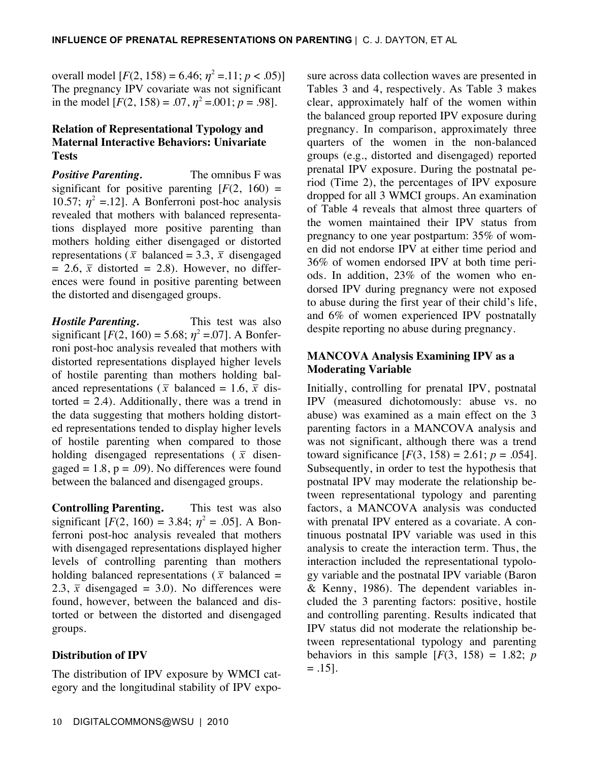overall model [$F(2, 158) = 6.46$; $\eta^2 = .11$; $p < .05$)] The pregnancy IPV covariate was not significant in the model [$F(2, 158) = .07$, $\eta^2 = .001$; $p = .98$].

### Relation of Representational Typology and Maternal Interactive Behaviors: Univariate Tests

***Positive Parenting.*** The omnibus F was significant for positive parenting [$F(2, 160) = 10.57$; $\eta^2 = .12$]. A Bonferroni post-hoc analysis revealed that mothers with balanced representations displayed more positive parenting than mothers holding either disengaged or distorted representations ($\bar{x}$ balanced = 3.3, $\bar{x}$ disengaged = 2.6, $\bar{x}$ distorted = 2.8). However, no differences were found in positive parenting between the distorted and disengaged groups.

***Hostile Parenting.*** This test was also significant [$F(2, 160) = 5.68$; $\eta^2 = .07$]. A Bonferroni post-hoc analysis revealed that mothers with distorted representations displayed higher levels of hostile parenting than mothers holding balanced representations ($\bar{x}$ balanced = 1.6, $\bar{x}$ distorted = 2.4). Additionally, there was a trend in the data suggesting that mothers holding distorted representations tended to display higher levels of hostile parenting when compared to those holding disengaged representations ($\bar{x}$ disengaged = 1.8, p = .09). No differences were found between the balanced and disengaged groups.

**Controlling Parenting.** This test was also significant [$F(2, 160) = 3.84$; $\eta^2 = .05$]. A Bonferroni post-hoc analysis revealed that mothers with disengaged representations displayed higher levels of controlling parenting than mothers holding balanced representations ($\bar{x}$ balanced = 2.3, $\bar{x}$ disengaged = 3.0). No differences were found, however, between the balanced and distorted or between the distorted and disengaged groups.

### Distribution of IPV

The distribution of IPV exposure by WMCI category and the longitudinal stability of IPV exposure across data collection waves are presented in Tables 3 and 4, respectively. As Table 3 makes clear, approximately half of the women within the balanced group reported IPV exposure during pregnancy. In comparison, approximately three quarters of the women in the non-balanced groups (e.g., distorted and disengaged) reported prenatal IPV exposure. During the postnatal period (Time 2), the percentages of IPV exposure dropped for all 3 WMCI groups. An examination of Table 4 reveals that almost three quarters of the women maintained their IPV status from pregnancy to one year postpartum: 35% of women did not endorse IPV at either time period and 36% of women endorsed IPV at both time periods. In addition, 23% of the women who endorsed IPV during pregnancy were not exposed to abuse during the first year of their child's life, and 6% of women experienced IPV postnatally despite reporting no abuse during pregnancy.

### MANCOVA Analysis Examining IPV as a Moderating Variable

Initially, controlling for prenatal IPV, postnatal IPV (measured dichotomously: abuse vs. no abuse) was examined as a main effect on the 3 parenting factors in a MANCOVA analysis and was not significant, although there was a trend toward significance [$F(3, 158) = 2.61$; $p = .054$]. Subsequently, in order to test the hypothesis that postnatal IPV may moderate the relationship between representational typology and parenting factors, a MANCOVA analysis was conducted with prenatal IPV entered as a covariate. A continuous postnatal IPV variable was used in this analysis to create the interaction term. Thus, the interaction included the representational typology variable and the postnatal IPV variable (Baron & Kenny, 1986). The dependent variables included the 3 parenting factors: positive, hostile and controlling parenting. Results indicated that IPV status did not moderate the relationship between representational typology and parenting behaviors in this sample [$F(3, 158) = 1.82$; $p = .15$].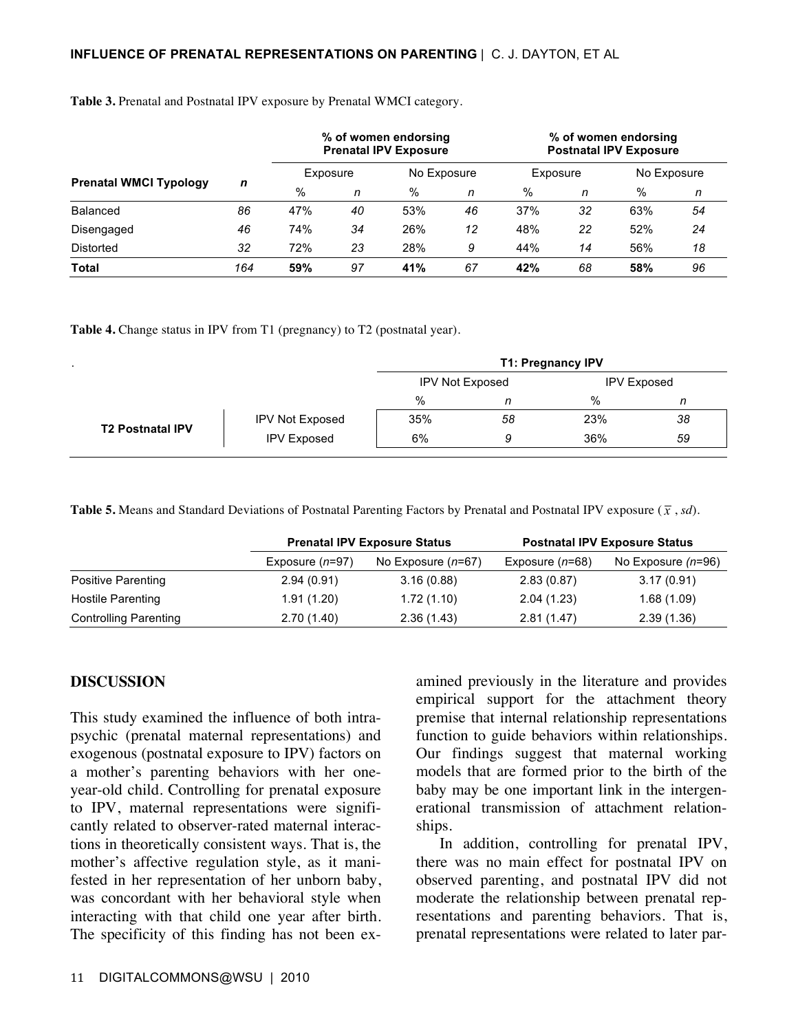**Table 3.** Prenatal and Postnatal IPV exposure by Prenatal WMCI category.

| Prenatal WMCI Typology | *n* | % of women endorsing Prenatal IPV Exposure | | | | % of women endorsing Postnatal IPV Exposure | | | |
|---|---|---|---|---|---|---|---|---|---|
| | | Exposure | | No Exposure | | Exposure | | No Exposure | |
| | | % | *n* | % | *n* | % | *n* | % | *n* |
| Balanced | *86* | 47% | *40* | 53% | *46* | 37% | *32* | 63% | *54* |
| Disengaged | *46* | 74% | *34* | 26% | *12* | 48% | *22* | 52% | *24* |
| Distorted | *32* | 72% | *23* | 28% | *9* | 44% | *14* | 56% | *18* |
| **Total** | *164* | **59%** | *97* | **41%** | *67* | **42%** | *68* | **58%** | *96* |

**Table 4.** Change status in IPV from T1 (pregnancy) to T2 (postnatal year).

| | | T1: Pregnancy IPV | | | |
|---|---|---|---|---|---|
| | | IPV Not Exposed | | IPV Exposed | |
| | | % | *n* | % | *n* |
| **T2 Postnatal IPV** | IPV Not Exposed | 35% | *58* | 23% | *38* |
| | IPV Exposed | 6% | *9* | 36% | *59* |

**Table 5.** Means and Standard Deviations of Postnatal Parenting Factors by Prenatal and Postnatal IPV exposure ($\bar{x}$ , *sd*).

| | Prenatal IPV Exposure Status | | Postnatal IPV Exposure Status | |
|---|---|---|---|---|
| | Exposure (*n*=97) | No Exposure (*n*=67) | Exposure (*n*=68) | No Exposure (*n*=96) |
| Positive Parenting | 2.94 (0.91) | 3.16 (0.88) | 2.83 (0.87) | 3.17 (0.91) |
| Hostile Parenting | 1.91 (1.20) | 1.72 (1.10) | 2.04 (1.23) | 1.68 (1.09) |
| Controlling Parenting | 2.70 (1.40) | 2.36 (1.43) | 2.81 (1.47) | 2.39 (1.36) |

## DISCUSSION

This study examined the influence of both intrapsychic (prenatal maternal representations) and exogenous (postnatal exposure to IPV) factors on a mother's parenting behaviors with her one-year-old child. Controlling for prenatal exposure to IPV, maternal representations were significantly related to observer-rated maternal interactions in theoretically consistent ways. That is, the mother's affective regulation style, as it manifested in her representation of her unborn baby, was concordant with her behavioral style when interacting with that child one year after birth. The specificity of this finding has not been examined previously in the literature and provides empirical support for the attachment theory premise that internal relationship representations function to guide behaviors within relationships. Our findings suggest that maternal working models that are formed prior to the birth of the baby may be one important link in the intergenerational transmission of attachment relationships.

In addition, controlling for prenatal IPV, there was no main effect for postnatal IPV on observed parenting, and postnatal IPV did not moderate the relationship between prenatal representations and parenting behaviors. That is, prenatal representations were related to later par-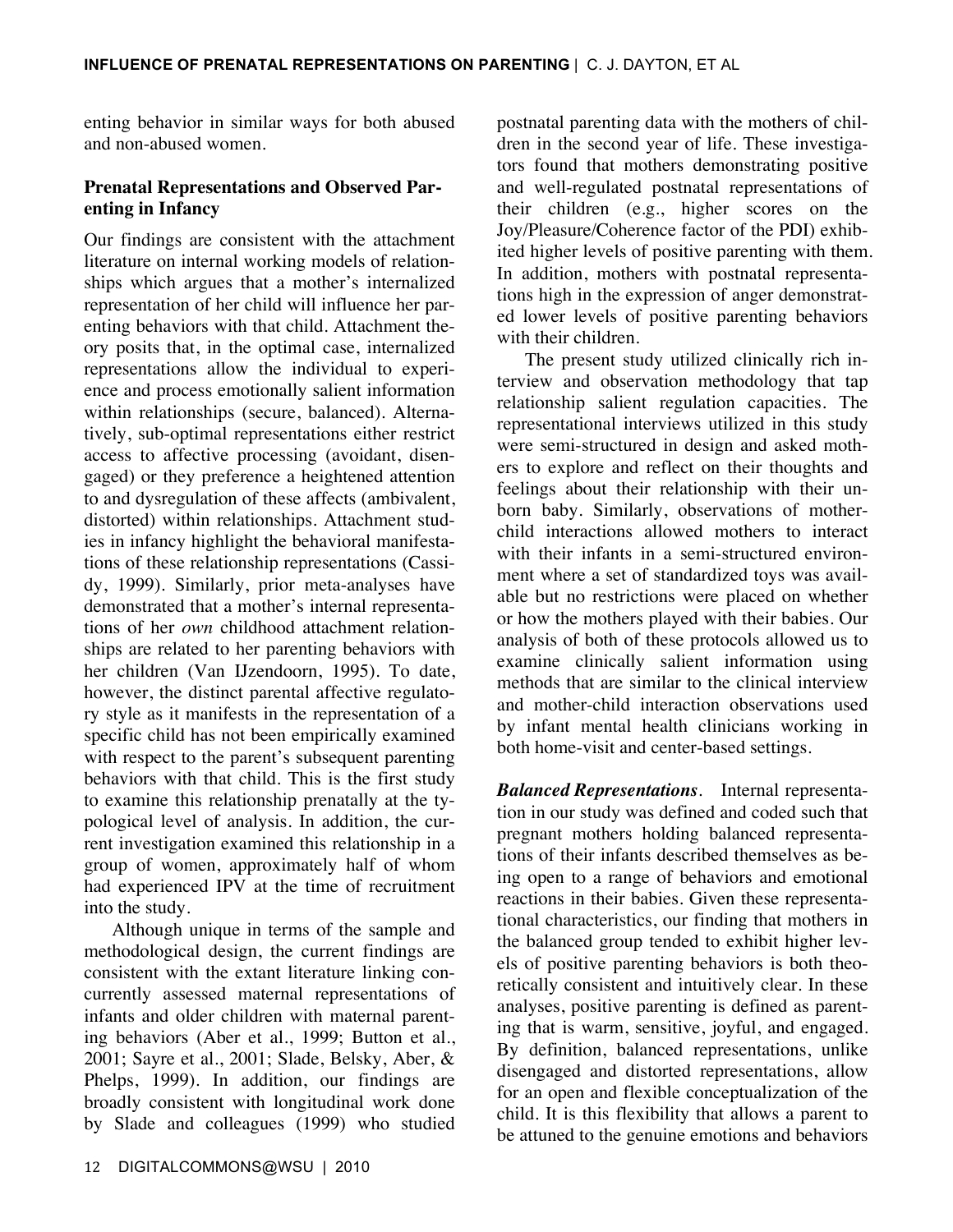enting behavior in similar ways for both abused and non-abused women.

### Prenatal Representations and Observed Parenting in Infancy

Our findings are consistent with the attachment literature on internal working models of relationships which argues that a mother's internalized representation of her child will influence her parenting behaviors with that child. Attachment theory posits that, in the optimal case, internalized representations allow the individual to experience and process emotionally salient information within relationships (secure, balanced). Alternatively, sub-optimal representations either restrict access to affective processing (avoidant, disengaged) or they preference a heightened attention to and dysregulation of these affects (ambivalent, distorted) within relationships. Attachment studies in infancy highlight the behavioral manifestations of these relationship representations (Cassidy, 1999). Similarly, prior meta-analyses have demonstrated that a mother's internal representations of her *own* childhood attachment relationships are related to her parenting behaviors with her children (Van IJzendoorn, 1995). To date, however, the distinct parental affective regulatory style as it manifests in the representation of a specific child has not been empirically examined with respect to the parent's subsequent parenting behaviors with that child. This is the first study to examine this relationship prenatally at the typological level of analysis. In addition, the current investigation examined this relationship in a group of women, approximately half of whom had experienced IPV at the time of recruitment into the study.

Although unique in terms of the sample and methodological design, the current findings are consistent with the extant literature linking concurrently assessed maternal representations of infants and older children with maternal parenting behaviors (Aber et al., 1999; Button et al., 2001; Sayre et al., 2001; Slade, Belsky, Aber, & Phelps, 1999). In addition, our findings are broadly consistent with longitudinal work done by Slade and colleagues (1999) who studied postnatal parenting data with the mothers of children in the second year of life. These investigators found that mothers demonstrating positive and well-regulated postnatal representations of their children (e.g., higher scores on the Joy/Pleasure/Coherence factor of the PDI) exhibited higher levels of positive parenting with them. In addition, mothers with postnatal representations high in the expression of anger demonstrated lower levels of positive parenting behaviors with their children.

The present study utilized clinically rich interview and observation methodology that tap relationship salient regulation capacities. The representational interviews utilized in this study were semi-structured in design and asked mothers to explore and reflect on their thoughts and feelings about their relationship with their unborn baby. Similarly, observations of mother-child interactions allowed mothers to interact with their infants in a semi-structured environment where a set of standardized toys was available but no restrictions were placed on whether or how the mothers played with their babies. Our analysis of both of these protocols allowed us to examine clinically salient information using methods that are similar to the clinical interview and mother-child interaction observations used by infant mental health clinicians working in both home-visit and center-based settings.

***Balanced Representations***. Internal representation in our study was defined and coded such that pregnant mothers holding balanced representations of their infants described themselves as being open to a range of behaviors and emotional reactions in their babies. Given these representational characteristics, our finding that mothers in the balanced group tended to exhibit higher levels of positive parenting behaviors is both theoretically consistent and intuitively clear. In these analyses, positive parenting is defined as parenting that is warm, sensitive, joyful, and engaged. By definition, balanced representations, unlike disengaged and distorted representations, allow for an open and flexible conceptualization of the child. It is this flexibility that allows a parent to be attuned to the genuine emotions and behaviors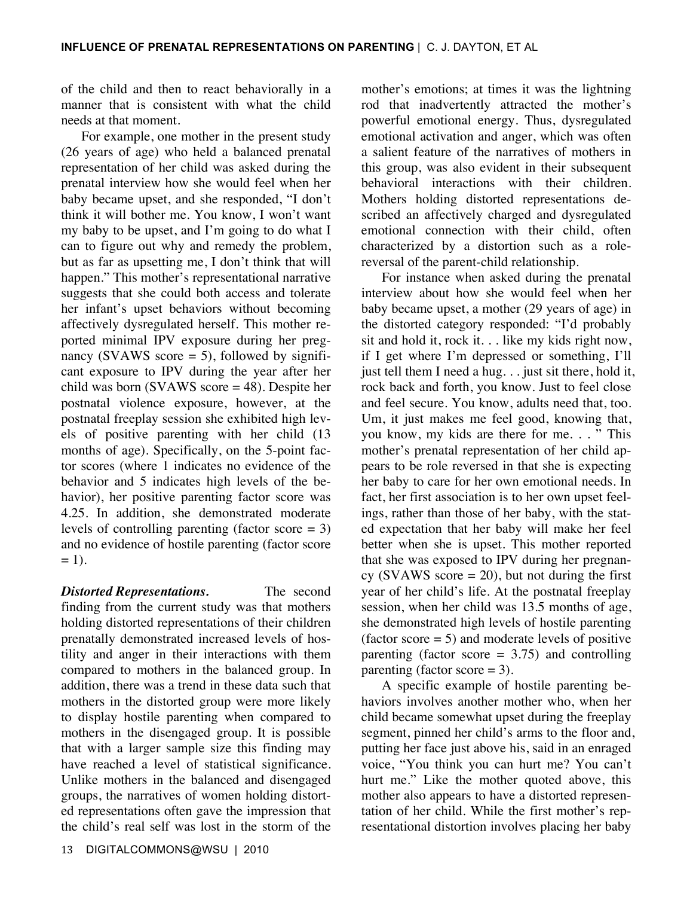of the child and then to react behaviorally in a manner that is consistent with what the child needs at that moment.

For example, one mother in the present study (26 years of age) who held a balanced prenatal representation of her child was asked during the prenatal interview how she would feel when her baby became upset, and she responded, "I don't think it will bother me. You know, I won't want my baby to be upset, and I'm going to do what I can to figure out why and remedy the problem, but as far as upsetting me, I don't think that will happen." This mother's representational narrative suggests that she could both access and tolerate her infant's upset behaviors without becoming affectively dysregulated herself. This mother reported minimal IPV exposure during her pregnancy (SVAWS score = 5), followed by significant exposure to IPV during the year after her child was born (SVAWS score = 48). Despite her postnatal violence exposure, however, at the postnatal freeplay session she exhibited high levels of positive parenting with her child (13 months of age). Specifically, on the 5-point factor scores (where 1 indicates no evidence of the behavior and 5 indicates high levels of the behavior), her positive parenting factor score was 4.25. In addition, she demonstrated moderate levels of controlling parenting (factor score = 3) and no evidence of hostile parenting (factor score = 1).

***Distorted Representations.*** The second finding from the current study was that mothers holding distorted representations of their children prenatally demonstrated increased levels of hostility and anger in their interactions with them compared to mothers in the balanced group. In addition, there was a trend in these data such that mothers in the distorted group were more likely to display hostile parenting when compared to mothers in the disengaged group. It is possible that with a larger sample size this finding may have reached a level of statistical significance. Unlike mothers in the balanced and disengaged groups, the narratives of women holding distorted representations often gave the impression that the child's real self was lost in the storm of the mother's emotions; at times it was the lightning rod that inadvertently attracted the mother's powerful emotional energy. Thus, dysregulated emotional activation and anger, which was often a salient feature of the narratives of mothers in this group, was also evident in their subsequent behavioral interactions with their children. Mothers holding distorted representations described an affectively charged and dysregulated emotional connection with their child, often characterized by a distortion such as a role-reversal of the parent-child relationship.

For instance when asked during the prenatal interview about how she would feel when her baby became upset, a mother (29 years of age) in the distorted category responded: "I'd probably sit and hold it, rock it. . . like my kids right now, if I get where I'm depressed or something, I'll just tell them I need a hug. . . just sit there, hold it, rock back and forth, you know. Just to feel close and feel secure. You know, adults need that, too. Um, it just makes me feel good, knowing that, you know, my kids are there for me. . . " This mother's prenatal representation of her child appears to be role reversed in that she is expecting her baby to care for her own emotional needs. In fact, her first association is to her own upset feelings, rather than those of her baby, with the stated expectation that her baby will make her feel better when she is upset. This mother reported that she was exposed to IPV during her pregnancy (SVAWS score = 20), but not during the first year of her child's life. At the postnatal freeplay session, when her child was 13.5 months of age, she demonstrated high levels of hostile parenting (factor score = 5) and moderate levels of positive parenting (factor score = 3.75) and controlling parenting (factor score = 3).

A specific example of hostile parenting behaviors involves another mother who, when her child became somewhat upset during the freeplay segment, pinned her child's arms to the floor and, putting her face just above his, said in an enraged voice, "You think you can hurt me? You can't hurt me." Like the mother quoted above, this mother also appears to have a distorted representation of her child. While the first mother's representational distortion involves placing her baby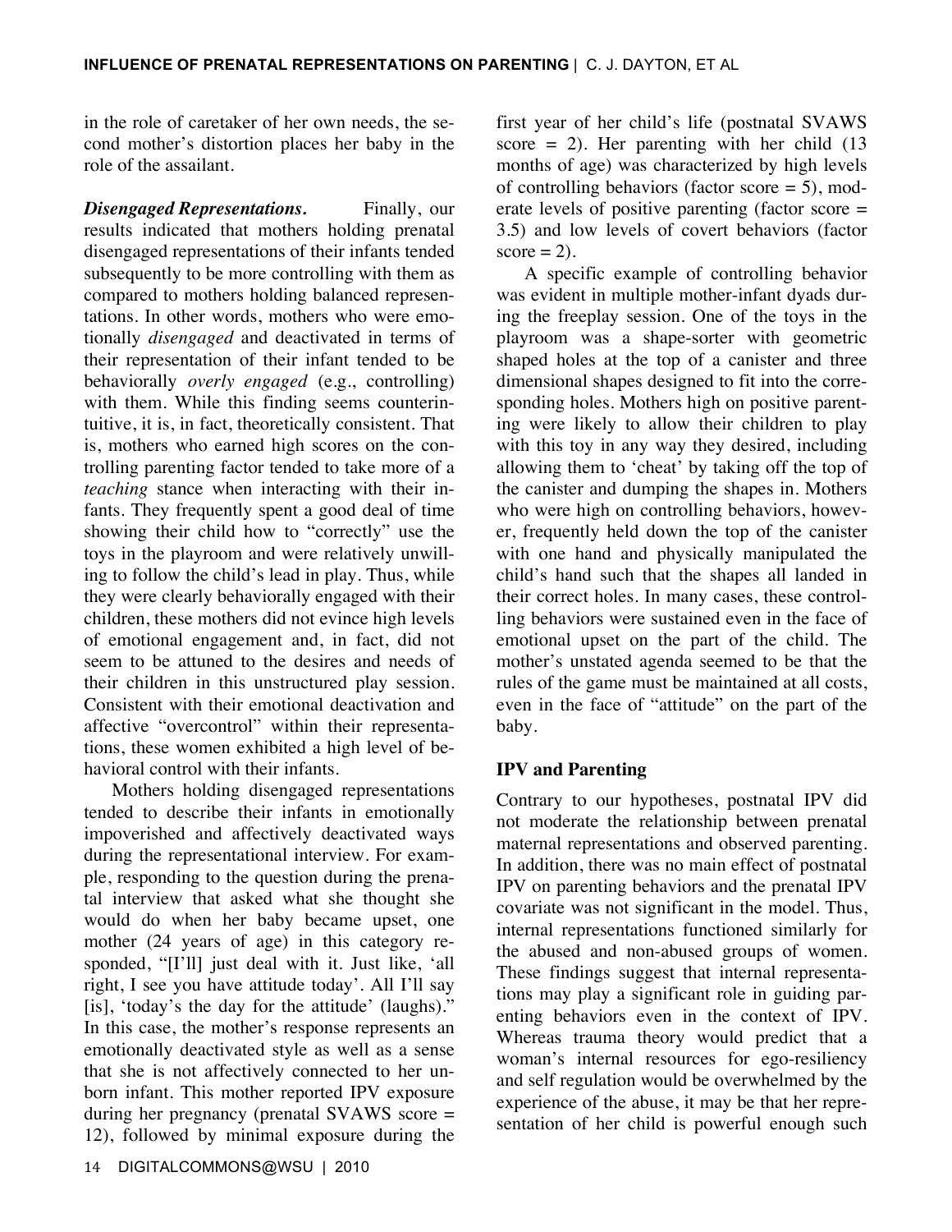in the role of caretaker of her own needs, the second mother's distortion places her baby in the role of the assailant.

***Disengaged Representations.*** Finally, our results indicated that mothers holding prenatal disengaged representations of their infants tended subsequently to be more controlling with them as compared to mothers holding balanced representations. In other words, mothers who were emotionally *disengaged* and deactivated in terms of their representation of their infant tended to be behaviorally *overly engaged* (e.g., controlling) with them. While this finding seems counterintuitive, it is, in fact, theoretically consistent. That is, mothers who earned high scores on the controlling parenting factor tended to take more of a *teaching* stance when interacting with their infants. They frequently spent a good deal of time showing their child how to "correctly" use the toys in the playroom and were relatively unwilling to follow the child's lead in play. Thus, while they were clearly behaviorally engaged with their children, these mothers did not evince high levels of emotional engagement and, in fact, did not seem to be attuned to the desires and needs of their children in this unstructured play session. Consistent with their emotional deactivation and affective "overcontrol" within their representations, these women exhibited a high level of behavioral control with their infants.

Mothers holding disengaged representations tended to describe their infants in emotionally impoverished and affectively deactivated ways during the representational interview. For example, responding to the question during the prenatal interview that asked what she thought she would do when her baby became upset, one mother (24 years of age) in this category responded, "[I'll] just deal with it. Just like, 'all right, I see you have attitude today'. All I'll say [is], 'today's the day for the attitude' (laughs)." In this case, the mother's response represents an emotionally deactivated style as well as a sense that she is not affectively connected to her unborn infant. This mother reported IPV exposure during her pregnancy (prenatal SVAWS score = 12), followed by minimal exposure during the first year of her child's life (postnatal SVAWS score = 2). Her parenting with her child (13 months of age) was characterized by high levels of controlling behaviors (factor score = 5), moderate levels of positive parenting (factor score = 3.5) and low levels of covert behaviors (factor score = 2).

A specific example of controlling behavior was evident in multiple mother-infant dyads during the freeplay session. One of the toys in the playroom was a shape-sorter with geometric shaped holes at the top of a canister and three dimensional shapes designed to fit into the corresponding holes. Mothers high on positive parenting were likely to allow their children to play with this toy in any way they desired, including allowing them to 'cheat' by taking off the top of the canister and dumping the shapes in. Mothers who were high on controlling behaviors, however, frequently held down the top of the canister with one hand and physically manipulated the child's hand such that the shapes all landed in their correct holes. In many cases, these controlling behaviors were sustained even in the face of emotional upset on the part of the child. The mother's unstated agenda seemed to be that the rules of the game must be maintained at all costs, even in the face of "attitude" on the part of the baby.

## IPV and Parenting

Contrary to our hypotheses, postnatal IPV did not moderate the relationship between prenatal maternal representations and observed parenting. In addition, there was no main effect of postnatal IPV on parenting behaviors and the prenatal IPV covariate was not significant in the model. Thus, internal representations functioned similarly for the abused and non-abused groups of women. These findings suggest that internal representations may play a significant role in guiding parenting behaviors even in the context of IPV. Whereas trauma theory would predict that a woman's internal resources for ego-resiliency and self regulation would be overwhelmed by the experience of the abuse, it may be that her representation of her child is powerful enough such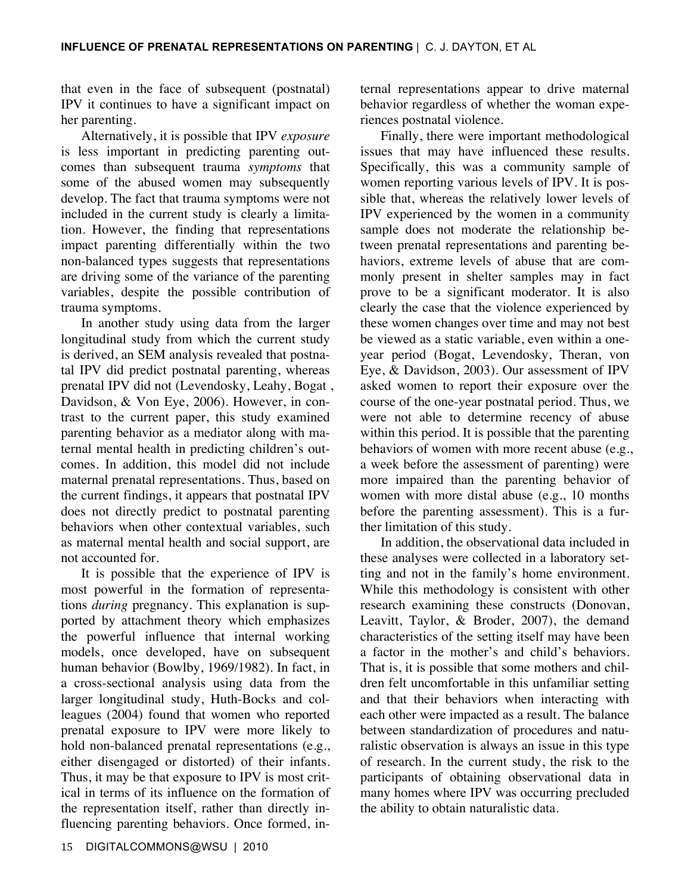that even in the face of subsequent (postnatal) IPV it continues to have a significant impact on her parenting.

Alternatively, it is possible that IPV *exposure* is less important in predicting parenting outcomes than subsequent trauma *symptoms* that some of the abused women may subsequently develop. The fact that trauma symptoms were not included in the current study is clearly a limitation. However, the finding that representations impact parenting differentially within the two non-balanced types suggests that representations are driving some of the variance of the parenting variables, despite the possible contribution of trauma symptoms.

In another study using data from the larger longitudinal study from which the current study is derived, an SEM analysis revealed that postnatal IPV did predict postnatal parenting, whereas prenatal IPV did not (Levendosky, Leahy, Bogat , Davidson, & Von Eye, 2006). However, in contrast to the current paper, this study examined parenting behavior as a mediator along with maternal mental health in predicting children's outcomes. In addition, this model did not include maternal prenatal representations. Thus, based on the current findings, it appears that postnatal IPV does not directly predict to postnatal parenting behaviors when other contextual variables, such as maternal mental health and social support, are not accounted for.

It is possible that the experience of IPV is most powerful in the formation of representations *during* pregnancy. This explanation is supported by attachment theory which emphasizes the powerful influence that internal working models, once developed, have on subsequent human behavior (Bowlby, 1969/1982). In fact, in a cross-sectional analysis using data from the larger longitudinal study, Huth-Bocks and colleagues (2004) found that women who reported prenatal exposure to IPV were more likely to hold non-balanced prenatal representations (e.g., either disengaged or distorted) of their infants. Thus, it may be that exposure to IPV is most critical in terms of its influence on the formation of the representation itself, rather than directly influencing parenting behaviors. Once formed, internal representations appear to drive maternal behavior regardless of whether the woman experiences postnatal violence.

Finally, there were important methodological issues that may have influenced these results. Specifically, this was a community sample of women reporting various levels of IPV. It is possible that, whereas the relatively lower levels of IPV experienced by the women in a community sample does not moderate the relationship between prenatal representations and parenting behaviors, extreme levels of abuse that are commonly present in shelter samples may in fact prove to be a significant moderator. It is also clearly the case that the violence experienced by these women changes over time and may not best be viewed as a static variable, even within a one-year period (Bogat, Levendosky, Theran, von Eye, & Davidson, 2003). Our assessment of IPV asked women to report their exposure over the course of the one-year postnatal period. Thus, we were not able to determine recency of abuse within this period. It is possible that the parenting behaviors of women with more recent abuse (e.g., a week before the assessment of parenting) were more impaired than the parenting behavior of women with more distal abuse (e.g., 10 months before the parenting assessment). This is a further limitation of this study.

In addition, the observational data included in these analyses were collected in a laboratory setting and not in the family's home environment. While this methodology is consistent with other research examining these constructs (Donovan, Leavitt, Taylor, & Broder, 2007), the demand characteristics of the setting itself may have been a factor in the mother's and child's behaviors. That is, it is possible that some mothers and children felt uncomfortable in this unfamiliar setting and that their behaviors when interacting with each other were impacted as a result. The balance between standardization of procedures and naturalistic observation is always an issue in this type of research. In the current study, the risk to the participants of obtaining observational data in many homes where IPV was occurring precluded the ability to obtain naturalistic data.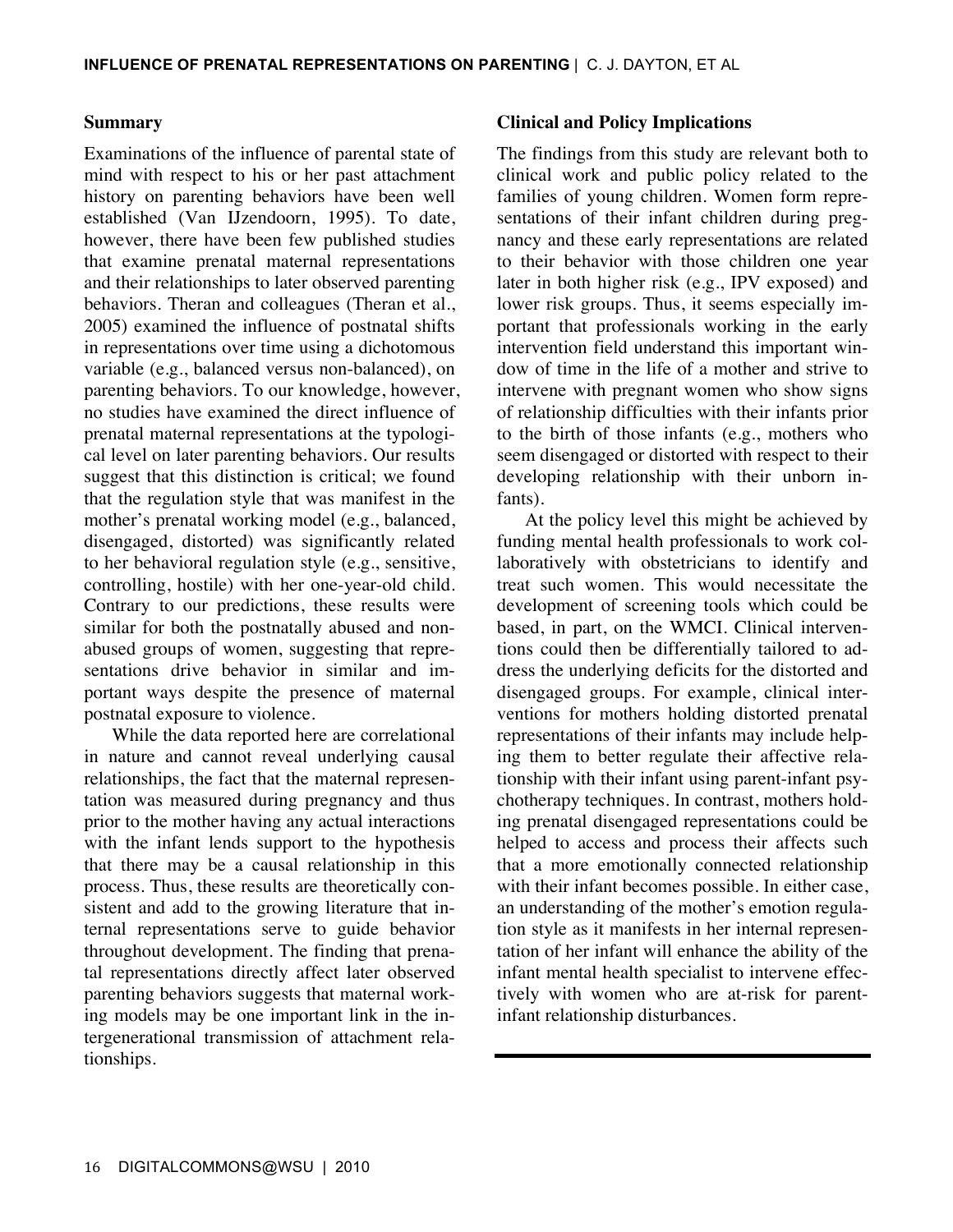## Summary

Examinations of the influence of parental state of mind with respect to his or her past attachment history on parenting behaviors have been well established (Van IJzendoorn, 1995). To date, however, there have been few published studies that examine prenatal maternal representations and their relationships to later observed parenting behaviors. Theran and colleagues (Theran et al., 2005) examined the influence of postnatal shifts in representations over time using a dichotomous variable (e.g., balanced versus non-balanced), on parenting behaviors. To our knowledge, however, no studies have examined the direct influence of prenatal maternal representations at the typological level on later parenting behaviors. Our results suggest that this distinction is critical; we found that the regulation style that was manifest in the mother's prenatal working model (e.g., balanced, disengaged, distorted) was significantly related to her behavioral regulation style (e.g., sensitive, controlling, hostile) with her one-year-old child. Contrary to our predictions, these results were similar for both the postnatally abused and non-abused groups of women, suggesting that representations drive behavior in similar and important ways despite the presence of maternal postnatal exposure to violence.

While the data reported here are correlational in nature and cannot reveal underlying causal relationships, the fact that the maternal representation was measured during pregnancy and thus prior to the mother having any actual interactions with the infant lends support to the hypothesis that there may be a causal relationship in this process. Thus, these results are theoretically consistent and add to the growing literature that internal representations serve to guide behavior throughout development. The finding that prenatal representations directly affect later observed parenting behaviors suggests that maternal working models may be one important link in the intergenerational transmission of attachment relationships.

## Clinical and Policy Implications

The findings from this study are relevant both to clinical work and public policy related to the families of young children. Women form representations of their infant children during pregnancy and these early representations are related to their behavior with those children one year later in both higher risk (e.g., IPV exposed) and lower risk groups. Thus, it seems especially important that professionals working in the early intervention field understand this important window of time in the life of a mother and strive to intervene with pregnant women who show signs of relationship difficulties with their infants prior to the birth of those infants (e.g., mothers who seem disengaged or distorted with respect to their developing relationship with their unborn infants).

At the policy level this might be achieved by funding mental health professionals to work collaboratively with obstetricians to identify and treat such women. This would necessitate the development of screening tools which could be based, in part, on the WMCI. Clinical interventions could then be differentially tailored to address the underlying deficits for the distorted and disengaged groups. For example, clinical interventions for mothers holding distorted prenatal representations of their infants may include helping them to better regulate their affective relationship with their infant using parent-infant psychotherapy techniques. In contrast, mothers holding prenatal disengaged representations could be helped to access and process their affects such that a more emotionally connected relationship with their infant becomes possible. In either case, an understanding of the mother's emotion regulation style as it manifests in her internal representation of her infant will enhance the ability of the infant mental health specialist to intervene effectively with women who are at-risk for parent-infant relationship disturbances.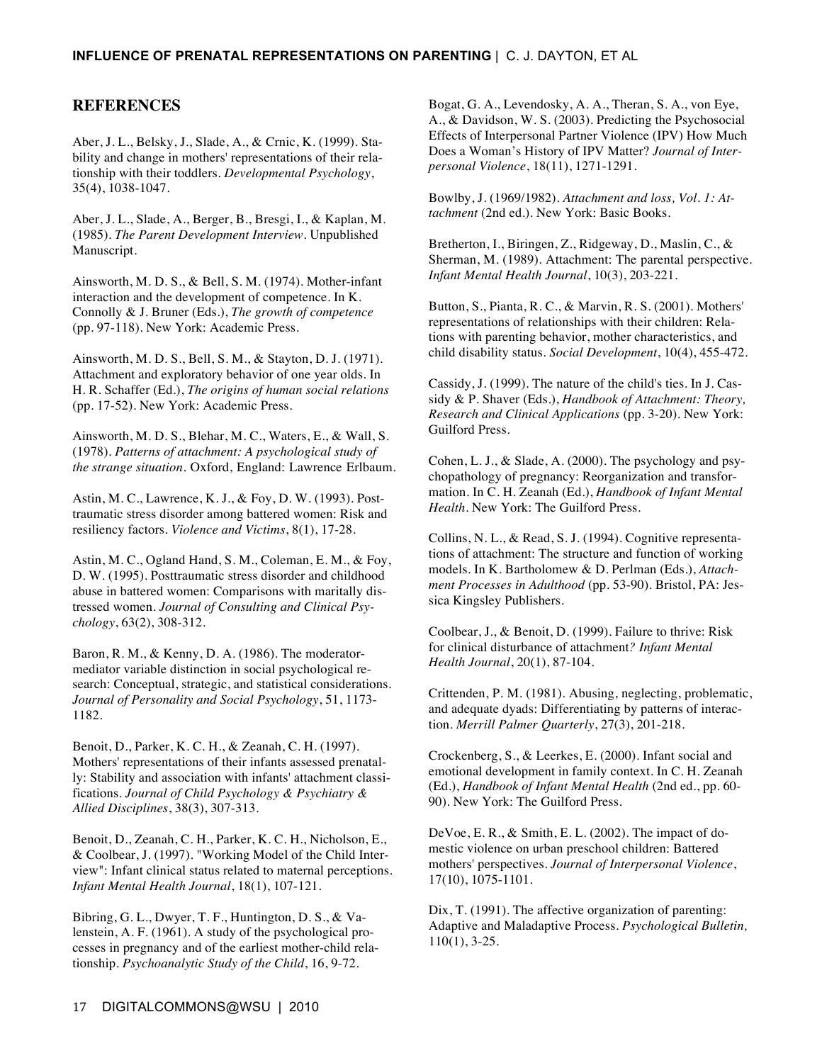## REFERENCES

Aber, J. L., Belsky, J., Slade, A., & Crnic, K. (1999). Stability and change in mothers' representations of their relationship with their toddlers. *Developmental Psychology*, 35(4), 1038-1047.

Aber, J. L., Slade, A., Berger, B., Bresgi, I., & Kaplan, M. (1985). *The Parent Development Interview*. Unpublished Manuscript.

Ainsworth, M. D. S., & Bell, S. M. (1974). Mother-infant interaction and the development of competence. In K. Connolly & J. Bruner (Eds.), *The growth of competence* (pp. 97-118). New York: Academic Press.

Ainsworth, M. D. S., Bell, S. M., & Stayton, D. J. (1971). Attachment and exploratory behavior of one year olds. In H. R. Schaffer (Ed.), *The origins of human social relations* (pp. 17-52). New York: Academic Press.

Ainsworth, M. D. S., Blehar, M. C., Waters, E., & Wall, S. (1978). *Patterns of attachment: A psychological study of the strange situation*. Oxford, England: Lawrence Erlbaum.

Astin, M. C., Lawrence, K. J., & Foy, D. W. (1993). Posttraumatic stress disorder among battered women: Risk and resiliency factors. *Violence and Victims*, 8(1), 17-28.

Astin, M. C., Ogland Hand, S. M., Coleman, E. M., & Foy, D. W. (1995). Posttraumatic stress disorder and childhood abuse in battered women: Comparisons with maritally distressed women. *Journal of Consulting and Clinical Psychology*, 63(2), 308-312.

Baron, R. M., & Kenny, D. A. (1986). The moderator-mediator variable distinction in social psychological research: Conceptual, strategic, and statistical considerations. *Journal of Personality and Social Psychology*, 51, 1173-1182.

Benoit, D., Parker, K. C. H., & Zeanah, C. H. (1997). Mothers' representations of their infants assessed prenatally: Stability and association with infants' attachment classifications. *Journal of Child Psychology & Psychiatry & Allied Disciplines*, 38(3), 307-313.

Benoit, D., Zeanah, C. H., Parker, K. C. H., Nicholson, E., & Coolbear, J. (1997). "Working Model of the Child Interview": Infant clinical status related to maternal perceptions. *Infant Mental Health Journal*, 18(1), 107-121.

Bibring, G. L., Dwyer, T. F., Huntington, D. S., & Valenstein, A. F. (1961). A study of the psychological processes in pregnancy and of the earliest mother-child relationship. *Psychoanalytic Study of the Child*, 16, 9-72.

Bogat, G. A., Levendosky, A. A., Theran, S. A., von Eye, A., & Davidson, W. S. (2003). Predicting the Psychosocial Effects of Interpersonal Partner Violence (IPV) How Much Does a Woman's History of IPV Matter? *Journal of Interpersonal Violence*, 18(11), 1271-1291.

Bowlby, J. (1969/1982). *Attachment and loss, Vol. 1: Attachment* (2nd ed.). New York: Basic Books.

Bretherton, I., Biringen, Z., Ridgeway, D., Maslin, C., & Sherman, M. (1989). Attachment: The parental perspective. *Infant Mental Health Journal*, 10(3), 203-221.

Button, S., Pianta, R. C., & Marvin, R. S. (2001). Mothers' representations of relationships with their children: Relations with parenting behavior, mother characteristics, and child disability status. *Social Development*, 10(4), 455-472.

Cassidy, J. (1999). The nature of the child's ties. In J. Cassidy & P. Shaver (Eds.), *Handbook of Attachment: Theory, Research and Clinical Applications* (pp. 3-20). New York: Guilford Press.

Cohen, L. J., & Slade, A. (2000). The psychology and psychopathology of pregnancy: Reorganization and transformation. In C. H. Zeanah (Ed.), *Handbook of Infant Mental Health*. New York: The Guilford Press.

Collins, N. L., & Read, S. J. (1994). Cognitive representations of attachment: The structure and function of working models. In K. Bartholomew & D. Perlman (Eds.), *Attachment Processes in Adulthood* (pp. 53-90). Bristol, PA: Jessica Kingsley Publishers.

Coolbear, J., & Benoit, D. (1999). Failure to thrive: Risk for clinical disturbance of attachment*? Infant Mental Health Journal*, 20(1), 87-104.

Crittenden, P. M. (1981). Abusing, neglecting, problematic, and adequate dyads: Differentiating by patterns of interaction. *Merrill Palmer Quarterly*, 27(3), 201-218.

Crockenberg, S., & Leerkes, E. (2000). Infant social and emotional development in family context. In C. H. Zeanah (Ed.), *Handbook of Infant Mental Health* (2nd ed., pp. 60-90). New York: The Guilford Press.

DeVoe, E. R., & Smith, E. L. (2002). The impact of domestic violence on urban preschool children: Battered mothers' perspectives. *Journal of Interpersonal Violence*, 17(10), 1075-1101.

Dix, T. (1991). The affective organization of parenting: Adaptive and Maladaptive Process. *Psychological Bulletin,* 110(1), 3-25.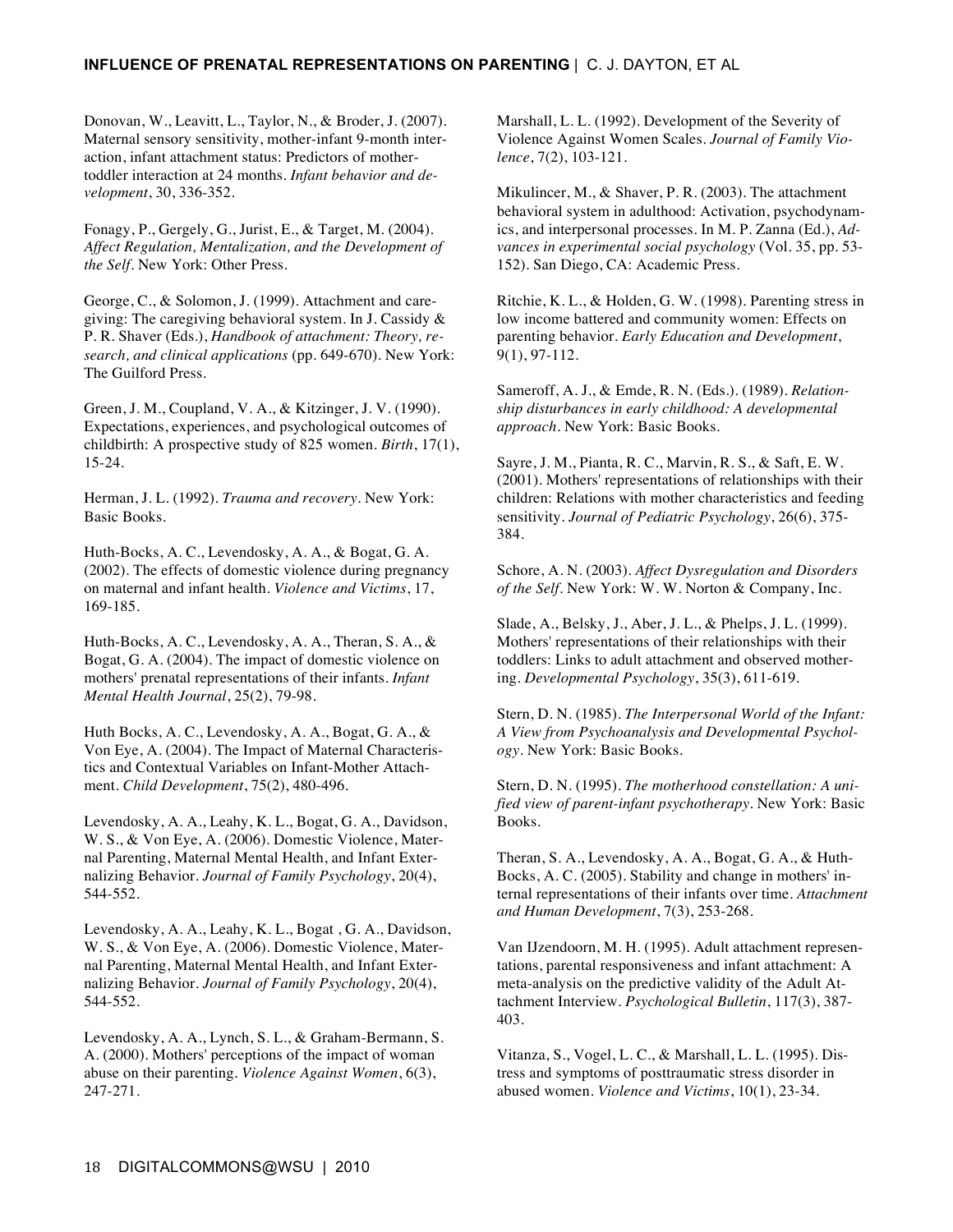Donovan, W., Leavitt, L., Taylor, N., & Broder, J. (2007). Maternal sensory sensitivity, mother-infant 9-month interaction, infant attachment status: Predictors of mother-toddler interaction at 24 months. *Infant behavior and development*, 30, 336-352.

Fonagy, P., Gergely, G., Jurist, E., & Target, M. (2004). *Affect Regulation, Mentalization, and the Development of the Self*. New York: Other Press.

George, C., & Solomon, J. (1999). Attachment and caregiving: The caregiving behavioral system. In J. Cassidy & P. R. Shaver (Eds.), *Handbook of attachment: Theory, research, and clinical applications* (pp. 649-670). New York: The Guilford Press.

Green, J. M., Coupland, V. A., & Kitzinger, J. V. (1990). Expectations, experiences, and psychological outcomes of childbirth: A prospective study of 825 women. *Birth*, 17(1), 15-24.

Herman, J. L. (1992). *Trauma and recovery*. New York: Basic Books.

Huth-Bocks, A. C., Levendosky, A. A., & Bogat, G. A. (2002). The effects of domestic violence during pregnancy on maternal and infant health. *Violence and Victims*, 17, 169-185.

Huth-Bocks, A. C., Levendosky, A. A., Theran, S. A., & Bogat, G. A. (2004). The impact of domestic violence on mothers' prenatal representations of their infants. *Infant Mental Health Journal*, 25(2), 79-98.

Huth Bocks, A. C., Levendosky, A. A., Bogat, G. A., & Von Eye, A. (2004). The Impact of Maternal Characteristics and Contextual Variables on Infant-Mother Attachment. *Child Development*, 75(2), 480-496.

Levendosky, A. A., Leahy, K. L., Bogat, G. A., Davidson, W. S., & Von Eye, A. (2006). Domestic Violence, Maternal Parenting, Maternal Mental Health, and Infant Externalizing Behavior. *Journal of Family Psychology*, 20(4), 544-552.

Levendosky, A. A., Leahy, K. L., Bogat , G. A., Davidson, W. S., & Von Eye, A. (2006). Domestic Violence, Maternal Parenting, Maternal Mental Health, and Infant Externalizing Behavior. *Journal of Family Psychology*, 20(4), 544-552.

Levendosky, A. A., Lynch, S. L., & Graham-Bermann, S. A. (2000). Mothers' perceptions of the impact of woman abuse on their parenting. *Violence Against Women*, 6(3), 247-271.

Marshall, L. L. (1992). Development of the Severity of Violence Against Women Scales. *Journal of Family Violence*, 7(2), 103-121.

Mikulincer, M., & Shaver, P. R. (2003). The attachment behavioral system in adulthood: Activation, psychodynamics, and interpersonal processes. In M. P. Zanna (Ed.), *Advances in experimental social psychology* (Vol. 35, pp. 53-152). San Diego, CA: Academic Press.

Ritchie, K. L., & Holden, G. W. (1998). Parenting stress in low income battered and community women: Effects on parenting behavior. *Early Education and Development*, 9(1), 97-112.

Sameroff, A. J., & Emde, R. N. (Eds.). (1989). *Relationship disturbances in early childhood: A developmental approach*. New York: Basic Books.

Sayre, J. M., Pianta, R. C., Marvin, R. S., & Saft, E. W. (2001). Mothers' representations of relationships with their children: Relations with mother characteristics and feeding sensitivity. *Journal of Pediatric Psychology*, 26(6), 375-384.

Schore, A. N. (2003). *Affect Dysregulation and Disorders of the Self*. New York: W. W. Norton & Company, Inc.

Slade, A., Belsky, J., Aber, J. L., & Phelps, J. L. (1999). Mothers' representations of their relationships with their toddlers: Links to adult attachment and observed mothering. *Developmental Psychology*, 35(3), 611-619.

Stern, D. N. (1985). *The Interpersonal World of the Infant: A View from Psychoanalysis and Developmental Psychology*. New York: Basic Books.

Stern, D. N. (1995). *The motherhood constellation: A unified view of parent-infant psychotherapy*. New York: Basic Books.

Theran, S. A., Levendosky, A. A., Bogat, G. A., & Huth-Bocks, A. C. (2005). Stability and change in mothers' internal representations of their infants over time. *Attachment and Human Development*, 7(3), 253-268.

Van IJzendoorn, M. H. (1995). Adult attachment representations, parental responsiveness and infant attachment: A meta-analysis on the predictive validity of the Adult Attachment Interview. *Psychological Bulletin*, 117(3), 387-403.

Vitanza, S., Vogel, L. C., & Marshall, L. L. (1995). Distress and symptoms of posttraumatic stress disorder in abused women. *Violence and Victims*, 10(1), 23-34.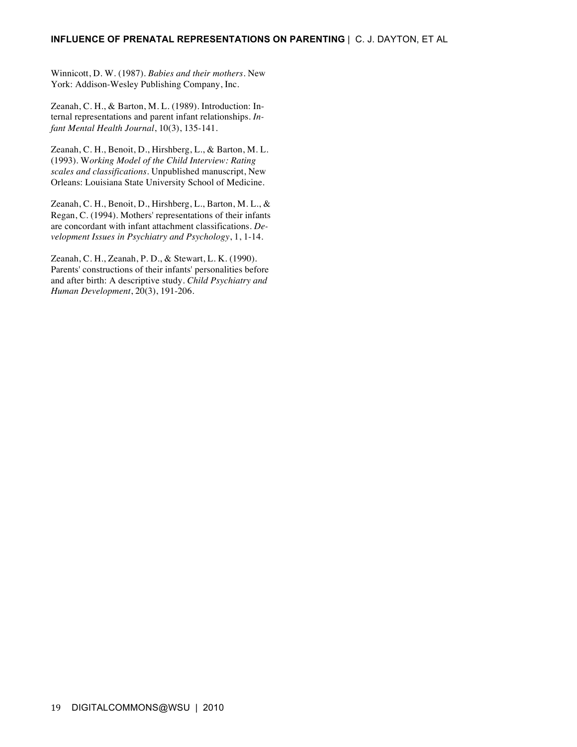Winnicott, D. W. (1987). *Babies and their mothers*. New York: Addison-Wesley Publishing Company, Inc.

Zeanah, C. H., & Barton, M. L. (1989). Introduction: Internal representations and parent infant relationships. *Infant Mental Health Journal*, 10(3), 135-141.

Zeanah, C. H., Benoit, D., Hirshberg, L., & Barton, M. L. (1993). W*orking Model of the Child Interview: Rating scales and classifications*. Unpublished manuscript, New Orleans: Louisiana State University School of Medicine.

Zeanah, C. H., Benoit, D., Hirshberg, L., Barton, M. L., & Regan, C. (1994). Mothers' representations of their infants are concordant with infant attachment classifications. *Development Issues in Psychiatry and Psychology*, 1, 1-14.

Zeanah, C. H., Zeanah, P. D., & Stewart, L. K. (1990). Parents' constructions of their infants' personalities before and after birth: A descriptive study. *Child Psychiatry and Human Development*, 20(3), 191-206.